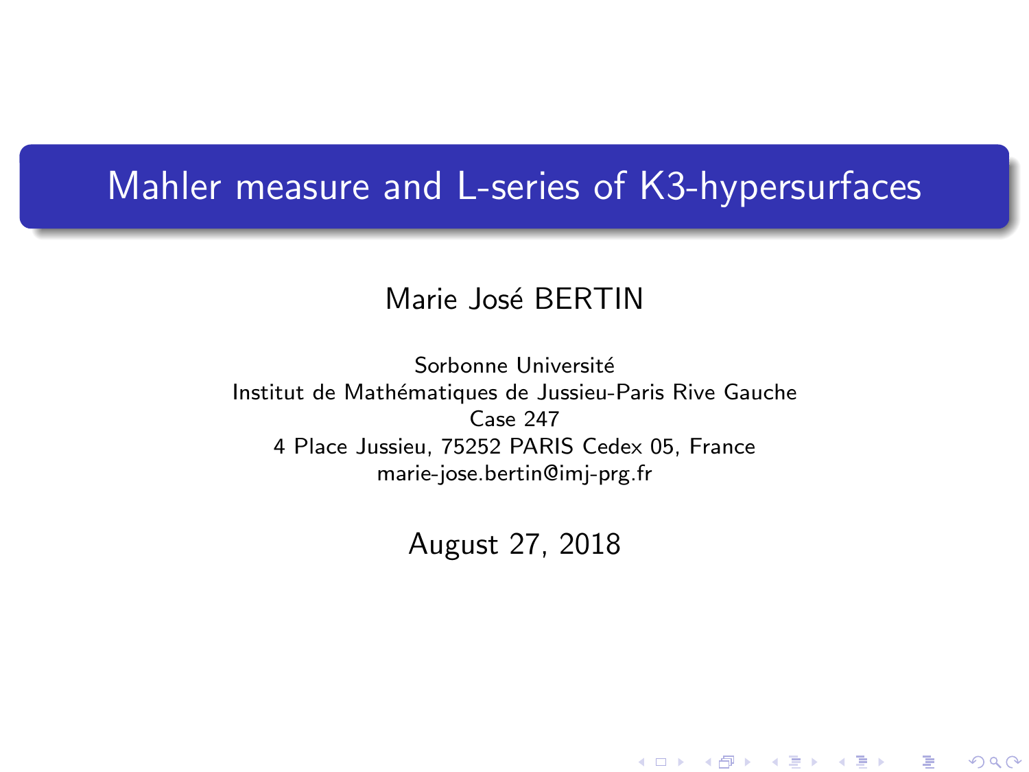# Mahler measure and L-series of K3-hypersurfaces

Marie José BERTIN

Sorbonne Université
Institut de Mathématiques de Jussieu-Paris Rive Gauche
Case 247
4 Place Jussieu, 75252 PARIS Cedex 05, France
marie-jose.bertin@imj-prg.fr

August 27, 2018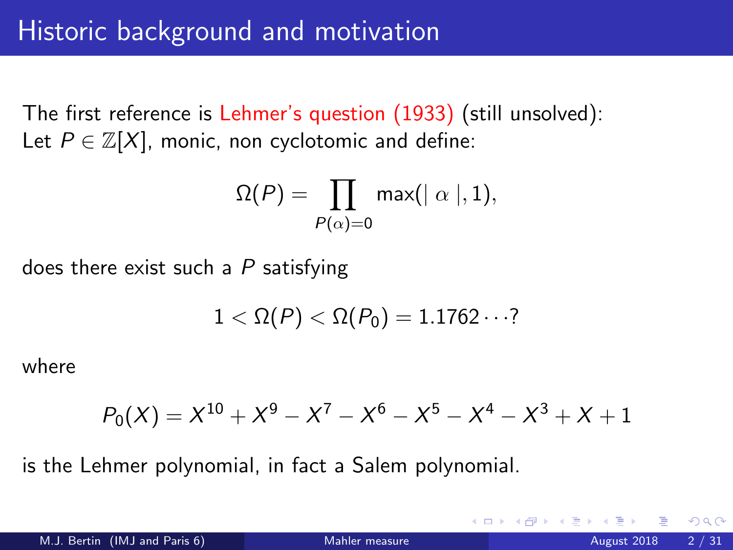# Historic background and motivation

The first reference is Lehmer's question (1933) (still unsolved):
Let $P \in \mathbb{Z}[X]$, monic, non cyclotomic and define:

$$\Omega(P) = \prod_{P(\alpha)=0} \max(|\ \alpha\ |, 1),$$

does there exist such a $P$ satisfying

$$1 < \Omega(P) < \Omega(P_0) = 1.1762\cdots?$$

where

$$P_0(X) = X^{10} + X^9 - X^7 - X^6 - X^5 - X^4 - X^3 + X + 1$$

is the Lehmer polynomial, in fact a Salem polynomial.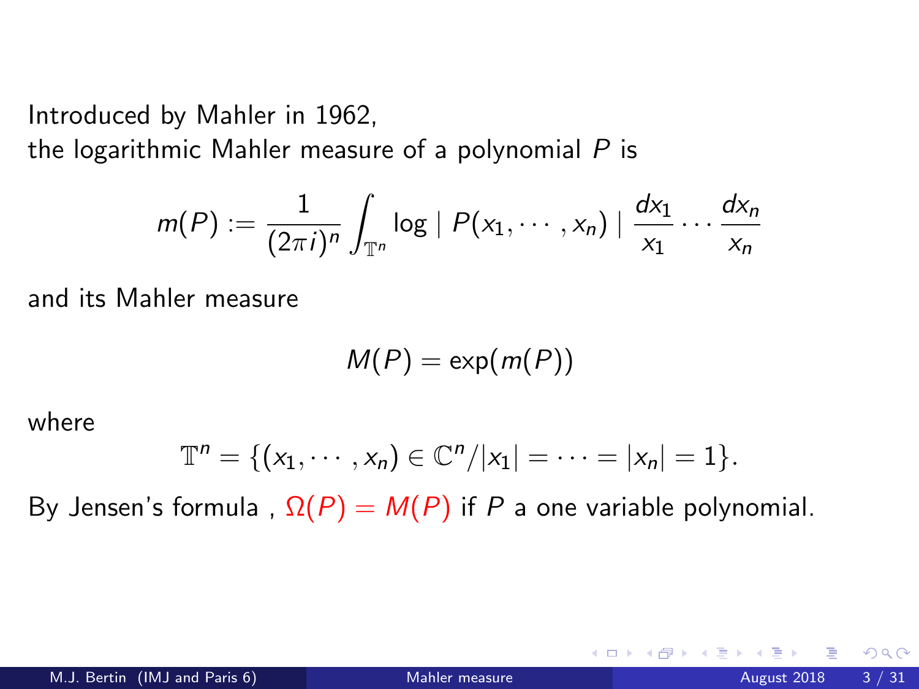Introduced by Mahler in 1962,
the logarithmic Mahler measure of a polynomial $P$ is

$$m(P) := \frac{1}{(2\pi i)^n} \int_{\mathbb{T}^n} \log \mid P(x_1, \cdots, x_n) \mid \frac{dx_1}{x_1} \cdots \frac{dx_n}{x_n}$$

and its Mahler measure

$$M(P) = \exp(m(P))$$

where

$$\mathbb{T}^n = \{(x_1, \cdots, x_n) \in \mathbb{C}^n / |x_1| = \cdots = |x_n| = 1\}.$$

By Jensen's formula , $\Omega(P) = M(P)$ if $P$ a one variable polynomial.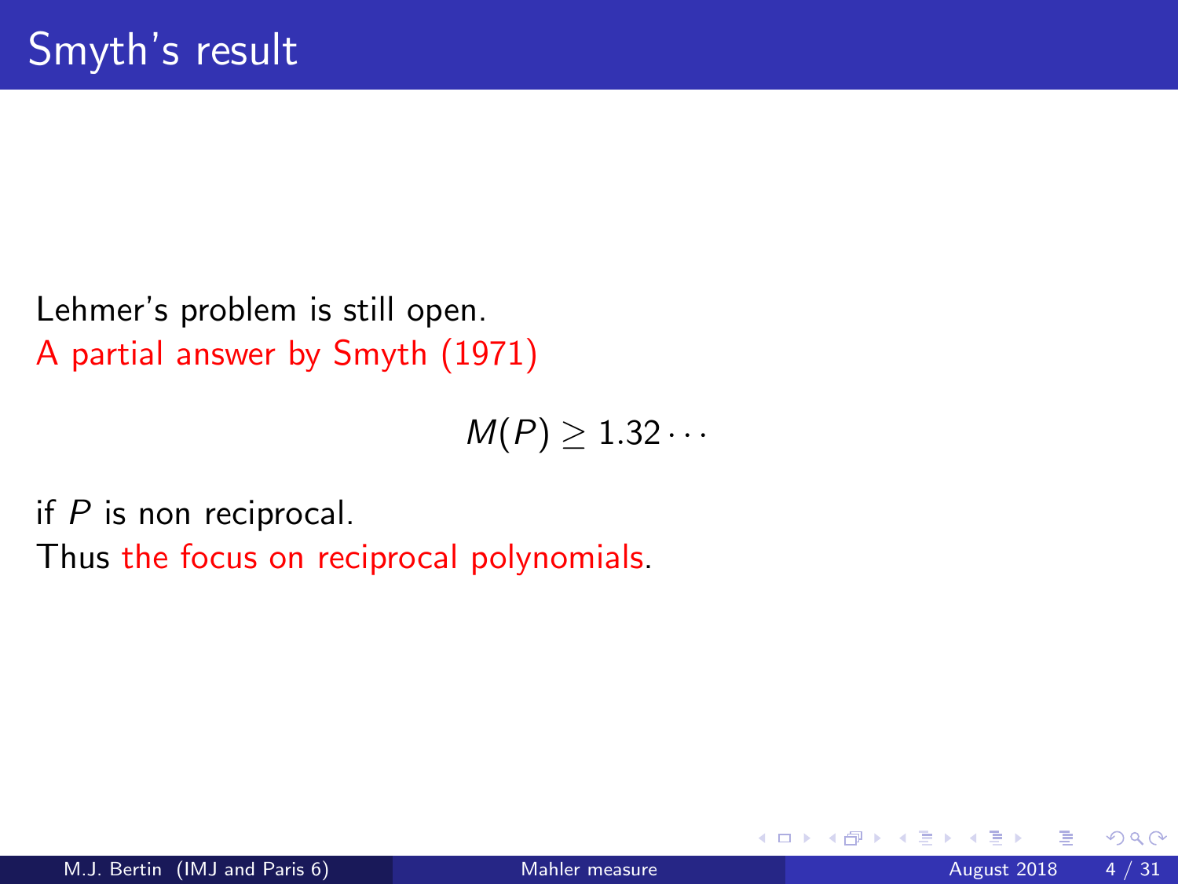# Smyth's result

Lehmer's problem is still open.
A partial answer by Smyth (1971)

$$M(P) \geq 1.32\cdots$$

if $P$ is non reciprocal.
Thus the focus on reciprocal polynomials.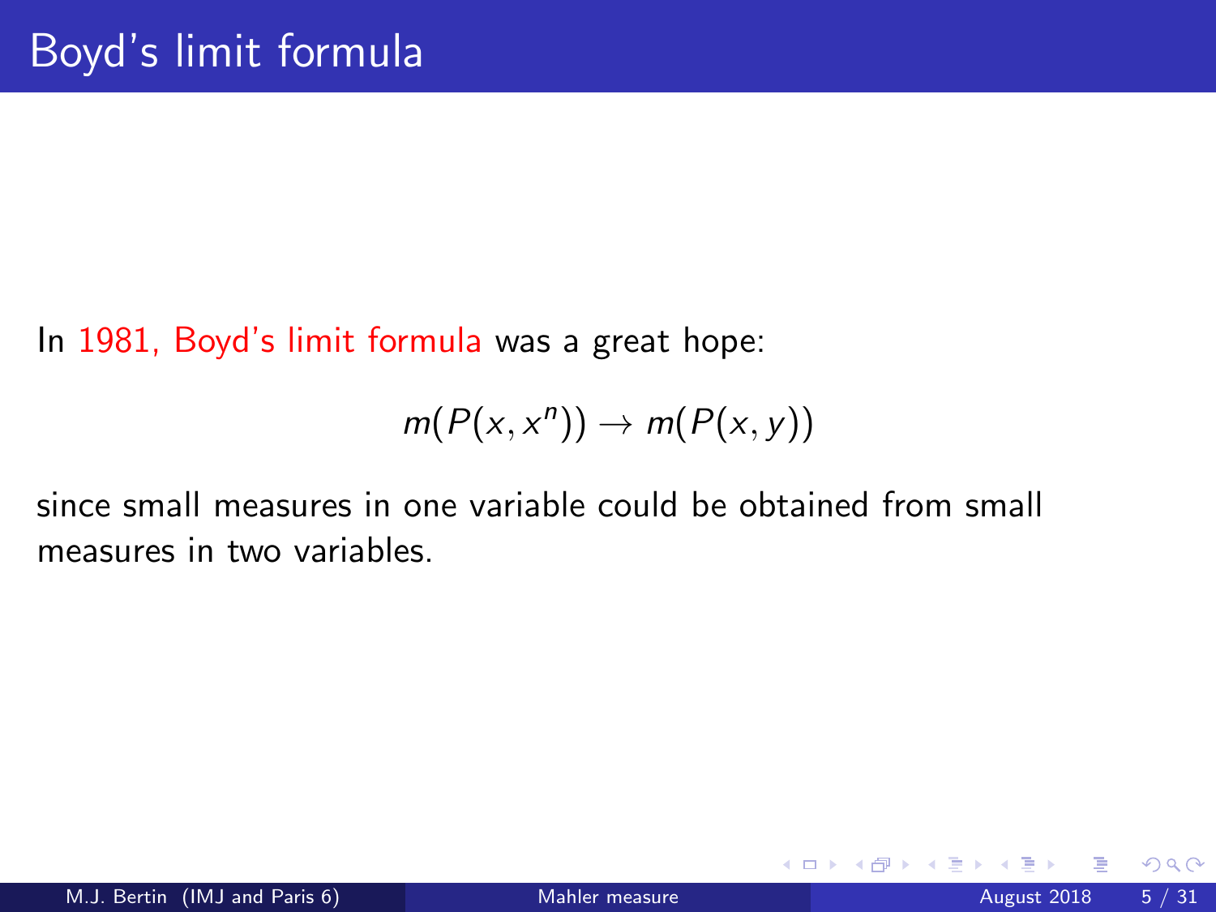# Boyd's limit formula

In 1981, Boyd's limit formula was a great hope:

$$m(P(x, x^n)) \to m(P(x, y))$$

since small measures in one variable could be obtained from small measures in two variables.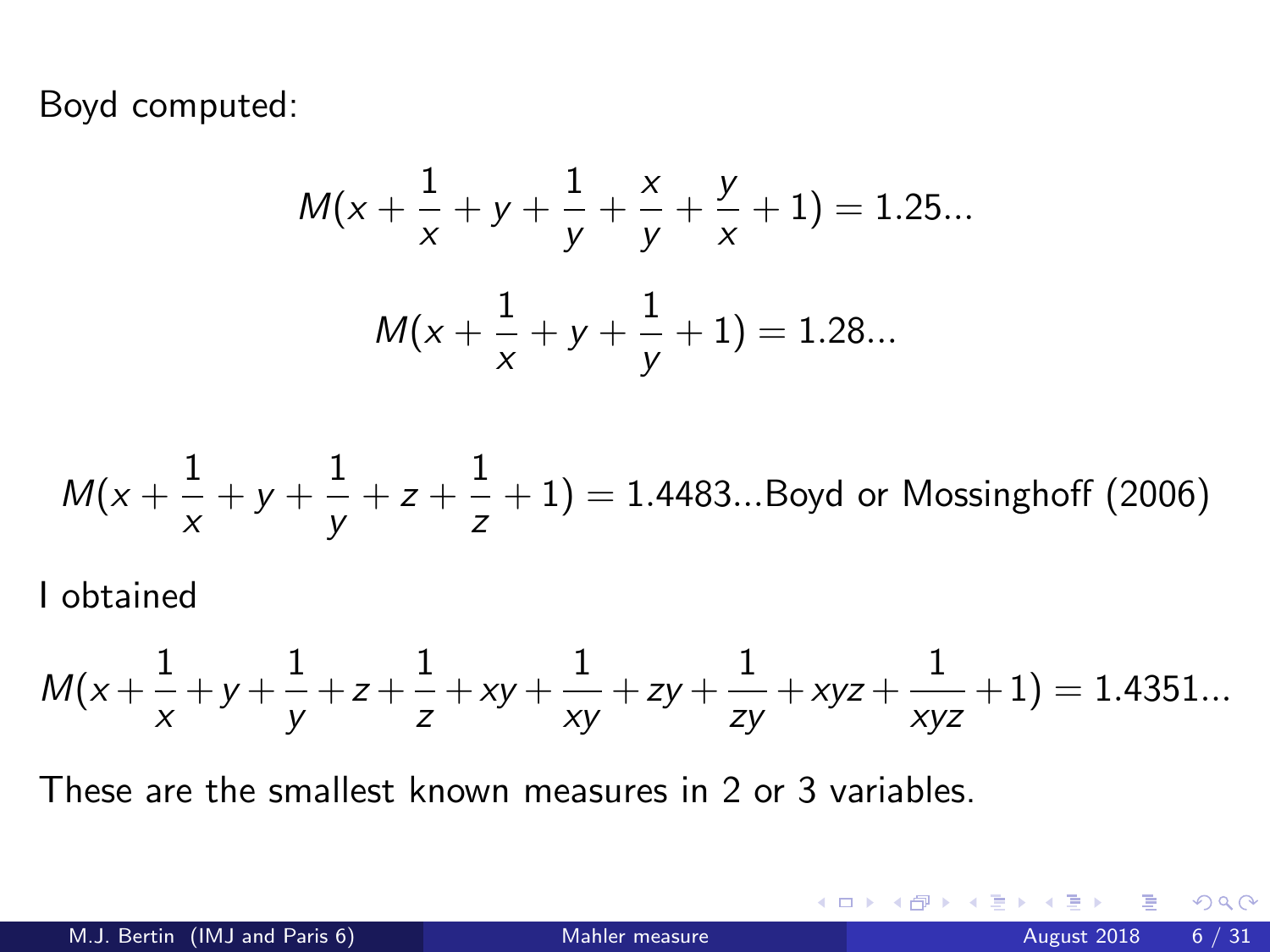Boyd computed:

$$M(x + \frac{1}{x} + y + \frac{1}{y} + \frac{x}{y} + \frac{y}{x} + 1) = 1.25...$$

$$M(x + \frac{1}{x} + y + \frac{1}{y} + 1) = 1.28...$$

$$M(x + \frac{1}{x} + y + \frac{1}{y} + z + \frac{1}{z} + 1) = 1.4483...\text{Boyd or Mossinghoff (2006)}$$

I obtained

$$M(x + \frac{1}{x} + y + \frac{1}{y} + z + \frac{1}{z} + xy + \frac{1}{xy} + zy + \frac{1}{zy} + xyz + \frac{1}{xyz} + 1) = 1.4351...$$

These are the smallest known measures in 2 or 3 variables.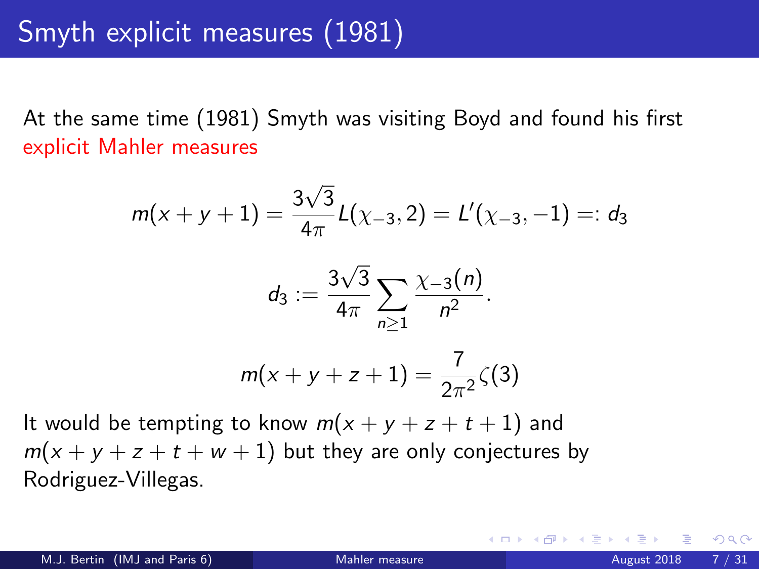# Smyth explicit measures (1981)

At the same time (1981) Smyth was visiting Boyd and found his first explicit Mahler measures

$$m(x+y+1) = \frac{3\sqrt{3}}{4\pi} L(\chi_{-3}, 2) = L'(\chi_{-3}, -1) =: d_3$$

$$d_3 := \frac{3\sqrt{3}}{4\pi} \sum_{n \geq 1} \frac{\chi_{-3}(n)}{n^2}.$$

$$m(x+y+z+1) = \frac{7}{2\pi^2} \zeta(3)$$

It would be tempting to know $m(x+y+z+t+1)$ and $m(x+y+z+t+w+1)$ but they are only conjectures by Rodriguez-Villegas.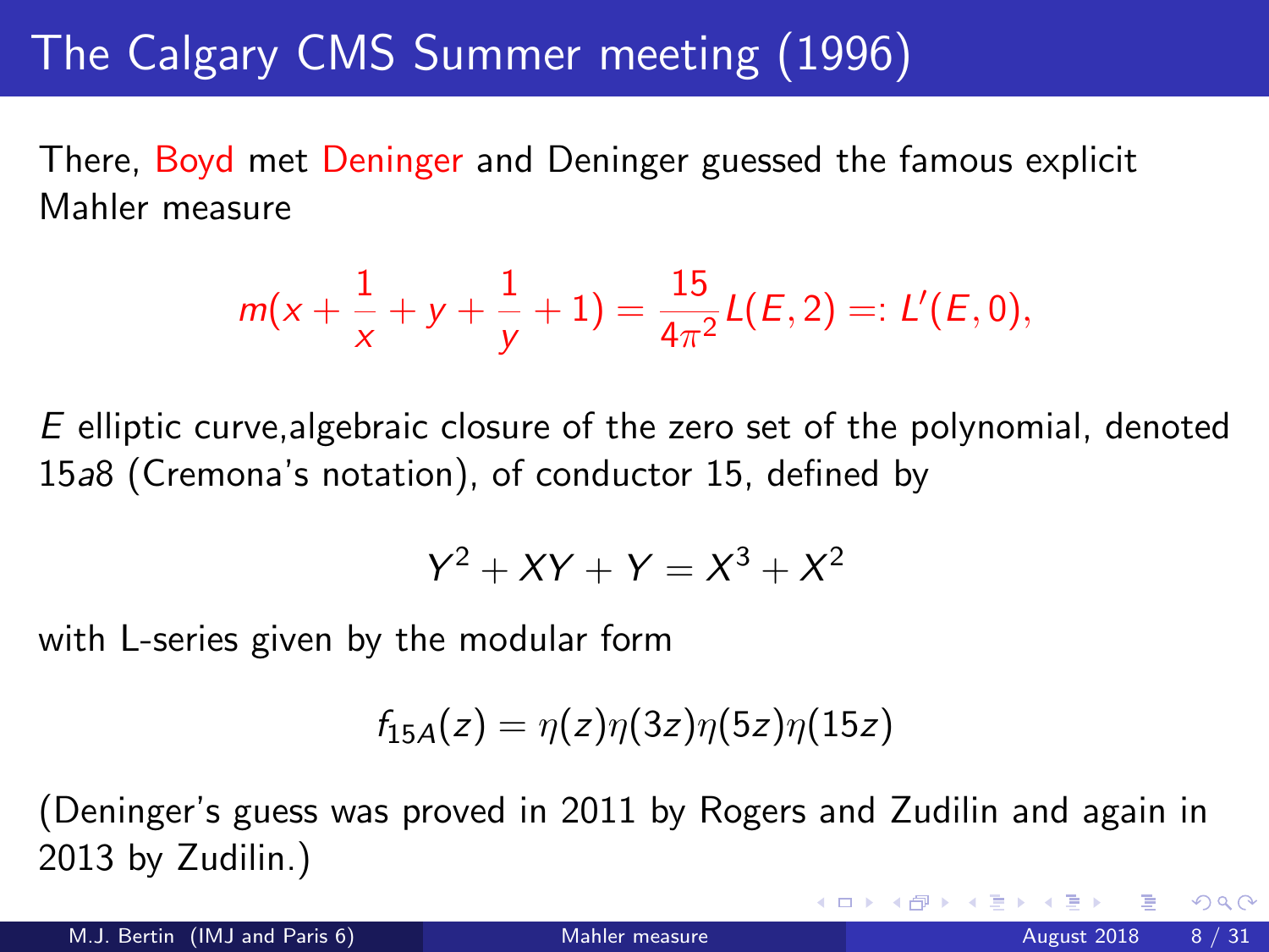# The Calgary CMS Summer meeting (1996)

There, Boyd met Deninger and Deninger guessed the famous explicit Mahler measure

$$m(x + \frac{1}{x} + y + \frac{1}{y} + 1) = \frac{15}{4\pi^2} L(E, 2) =: L'(E, 0),$$

$E$ elliptic curve,algebraic closure of the zero set of the polynomial, denoted 15*a*8 (Cremona's notation), of conductor 15, defined by

$$Y^2 + XY + Y = X^3 + X^2$$

with L-series given by the modular form

$$f_{15A}(z) = \eta(z)\eta(3z)\eta(5z)\eta(15z)$$

(Deninger's guess was proved in 2011 by Rogers and Zudilin and again in 2013 by Zudilin.)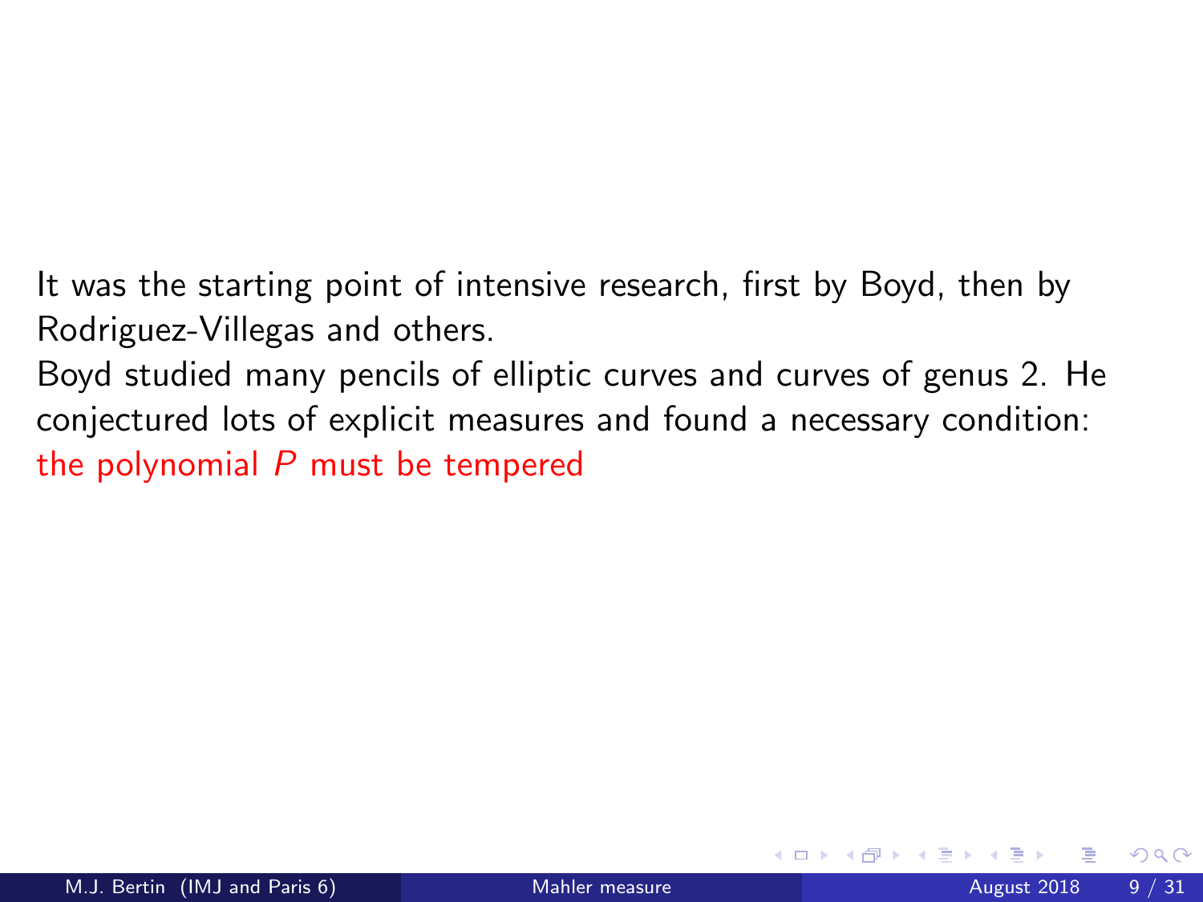It was the starting point of intensive research, first by Boyd, then by Rodriguez-Villegas and others.

Boyd studied many pencils of elliptic curves and curves of genus 2. He conjectured lots of explicit measures and found a necessary condition: the polynomial $P$ must be tempered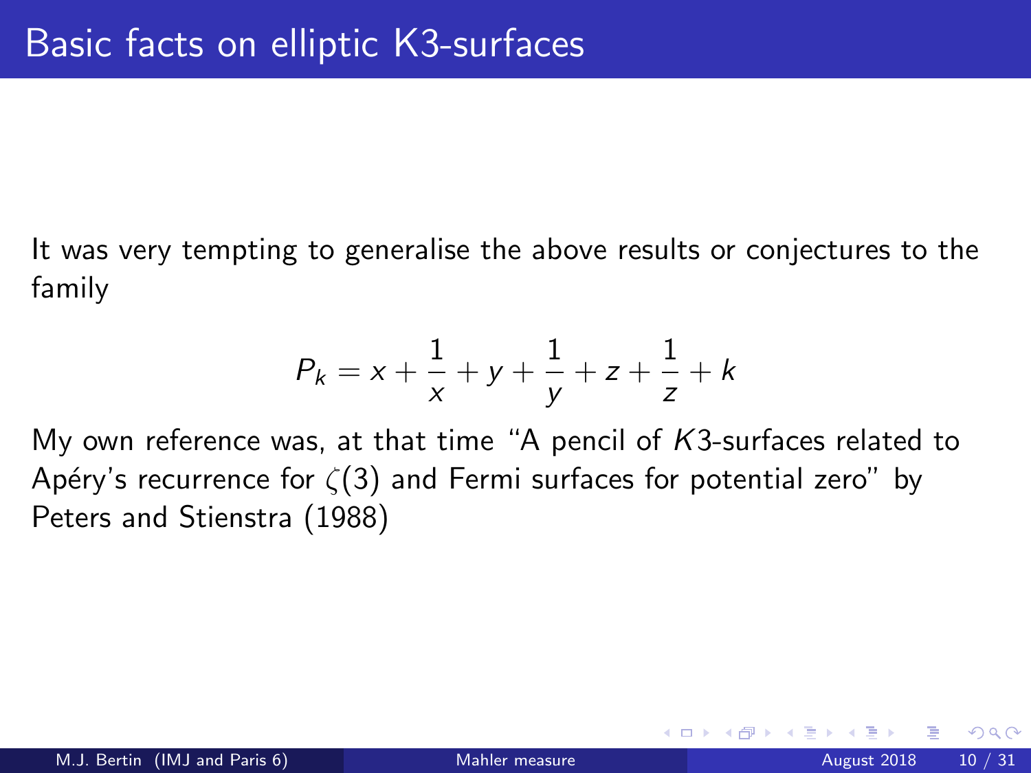# Basic facts on elliptic K3-surfaces

It was very tempting to generalise the above results or conjectures to the family

$$P_k = x + \frac{1}{x} + y + \frac{1}{y} + z + \frac{1}{z} + k$$

My own reference was, at that time "A pencil of $K3$-surfaces related to Apéry's recurrence for $\zeta(3)$ and Fermi surfaces for potential zero" by Peters and Stienstra (1988)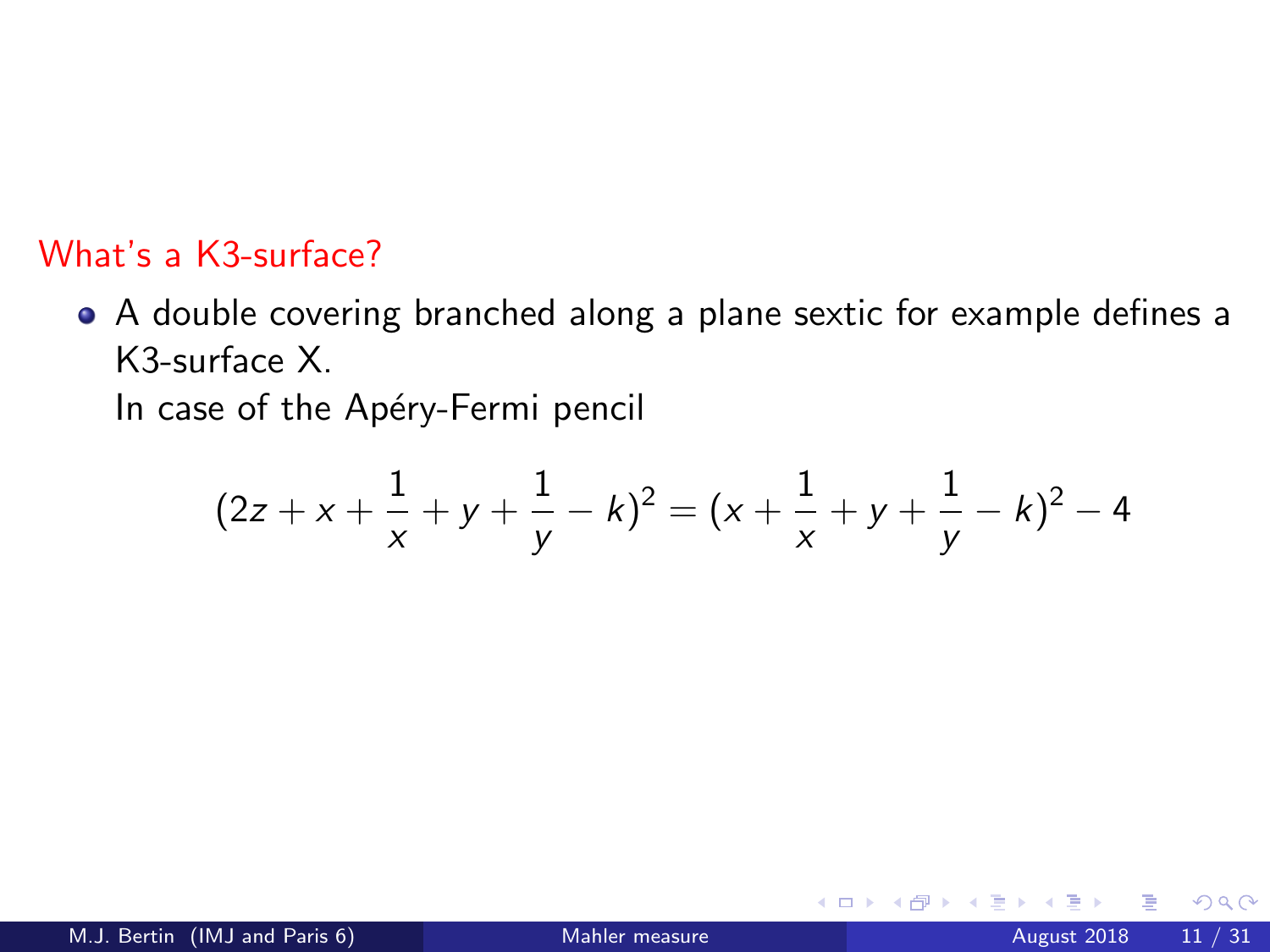## What's a K3-surface?

- A double covering branched along a plane sextic for example defines a K3-surface X.

  In case of the Apéry-Fermi pencil

$$(2z + x + \frac{1}{x} + y + \frac{1}{y} - k)^2 = (x + \frac{1}{x} + y + \frac{1}{y} - k)^2 - 4$$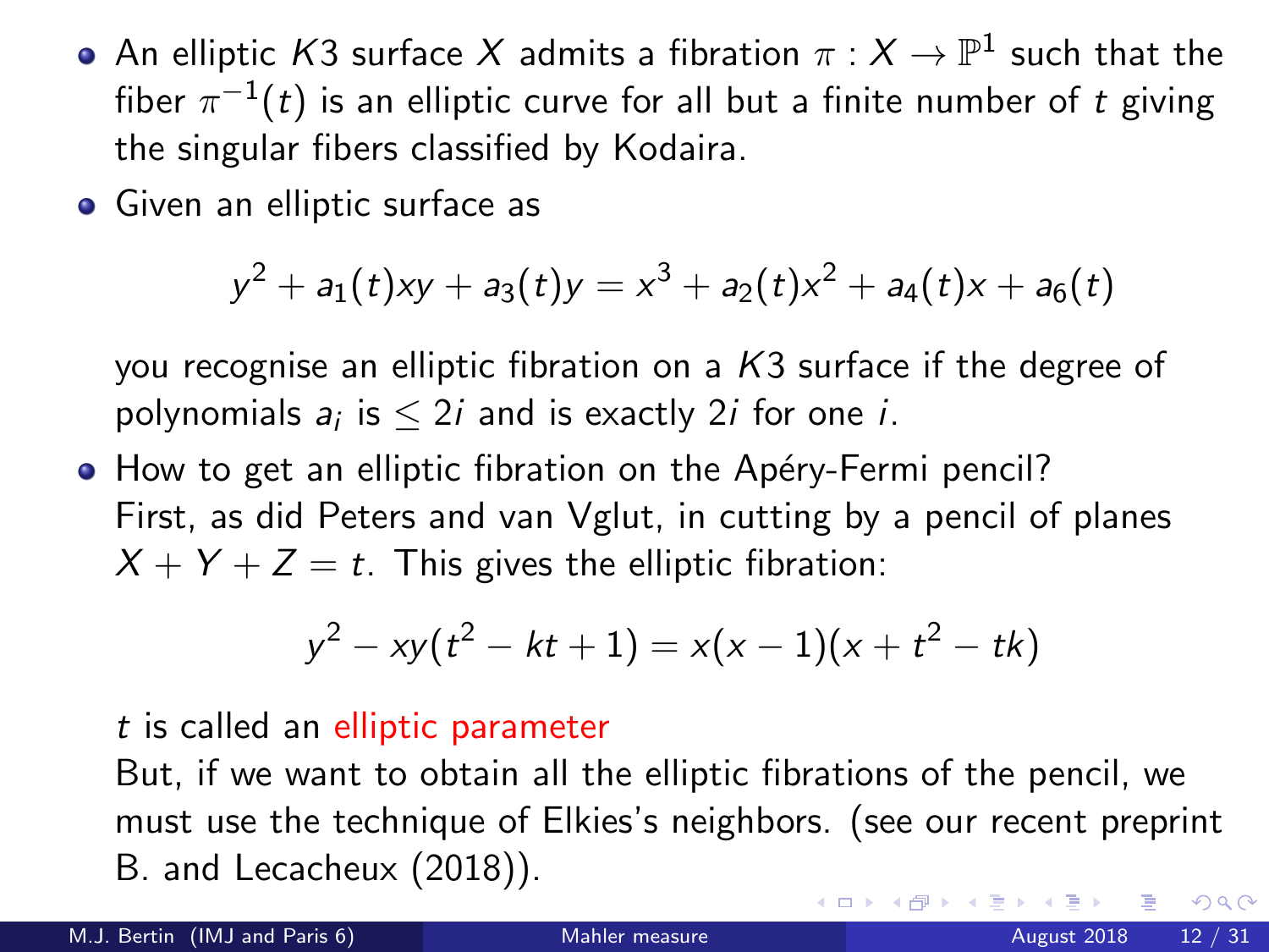- An elliptic $K3$ surface $X$ admits a fibration $\pi : X \to \mathbb{P}^1$ such that the fiber $\pi^{-1}(t)$ is an elliptic curve for all but a finite number of $t$ giving the singular fibers classified by Kodaira.
- Given an elliptic surface as

$$y^2 + a_1(t)xy + a_3(t)y = x^3 + a_2(t)x^2 + a_4(t)x + a_6(t)$$

  you recognise an elliptic fibration on a $K3$ surface if the degree of polynomials $a_i$ is $\leq 2i$ and is exactly $2i$ for one $i$.
- How to get an elliptic fibration on the Apéry-Fermi pencil?
  First, as did Peters and van Vglut, in cutting by a pencil of planes $X + Y + Z = t$. This gives the elliptic fibration:

$$y^2 - xy(t^2 - kt + 1) = x(x - 1)(x + t^2 - tk)$$

  $t$ is called an elliptic parameter
  But, if we want to obtain all the elliptic fibrations of the pencil, we must use the technique of Elkies's neighbors. (see our recent preprint B. and Lecacheux (2018)).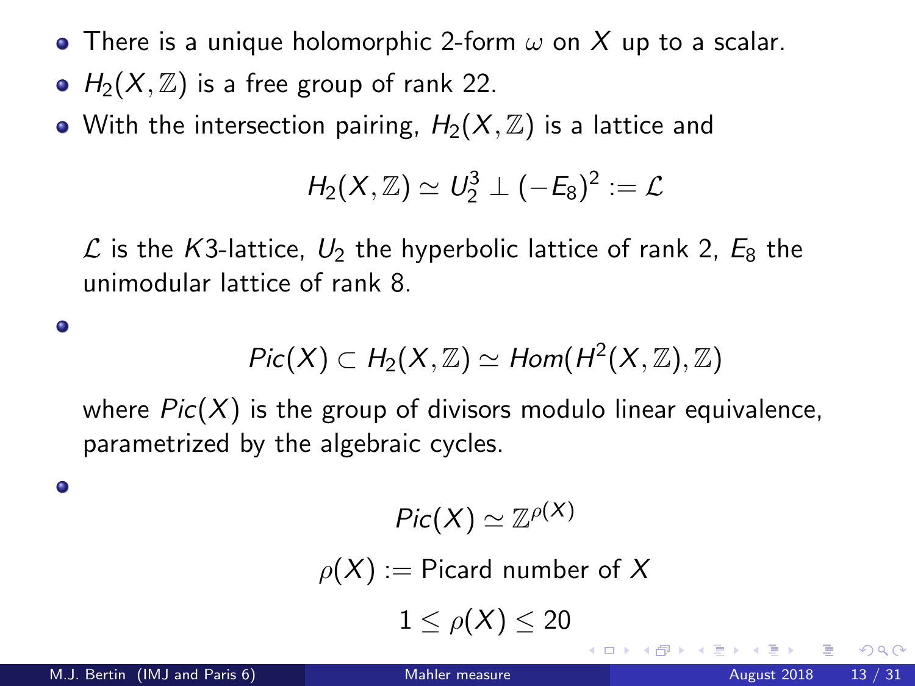- There is a unique holomorphic 2-form $\omega$ on $X$ up to a scalar.
- $H_2(X, \mathbb{Z})$ is a free group of rank 22.
- With the intersection pairing, $H_2(X, \mathbb{Z})$ is a lattice and

$$H_2(X, \mathbb{Z}) \simeq U_2^3 \perp (-E_8)^2 := \mathcal{L}$$

  $\mathcal{L}$ is the $K3$-lattice, $U_2$ the hyperbolic lattice of rank 2, $E_8$ the unimodular lattice of rank 8.

- $$Pic(X) \subset H_2(X, \mathbb{Z}) \simeq Hom(H^2(X, \mathbb{Z}), \mathbb{Z})$$

  where $Pic(X)$ is the group of divisors modulo linear equivalence, parametrized by the algebraic cycles.

- $$Pic(X) \simeq \mathbb{Z}^{\rho(X)}$$

$$\rho(X) := \text{Picard number of } X$$

$$1 \leq \rho(X) \leq 20$$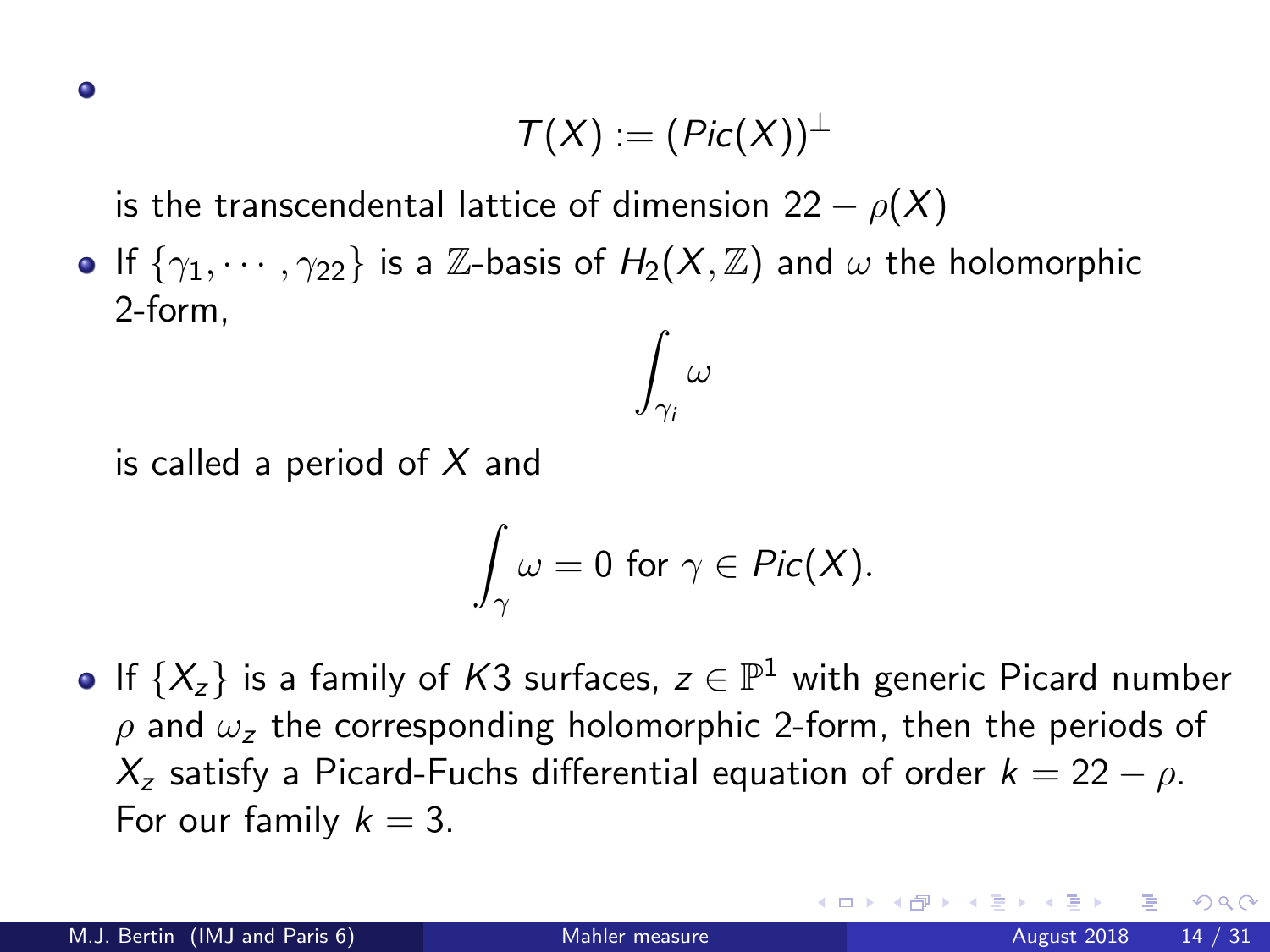- $$T(X) := (Pic(X))^{\perp}$$

  is the transcendental lattice of dimension $22 - \rho(X)$

- If $\{\gamma_1, \cdots, \gamma_{22}\}$ is a $\mathbb{Z}$-basis of $H_2(X, \mathbb{Z})$ and $\omega$ the holomorphic 2-form,

  $$\int_{\gamma_i} \omega$$

  is called a period of $X$ and

  $$\int_{\gamma} \omega = 0 \text{ for } \gamma \in Pic(X).$$

- If $\{X_z\}$ is a family of $K3$ surfaces, $z \in \mathbb{P}^1$ with generic Picard number $\rho$ and $\omega_z$ the corresponding holomorphic 2-form, then the periods of $X_z$ satisfy a Picard-Fuchs differential equation of order $k = 22 - \rho$. For our family $k = 3$.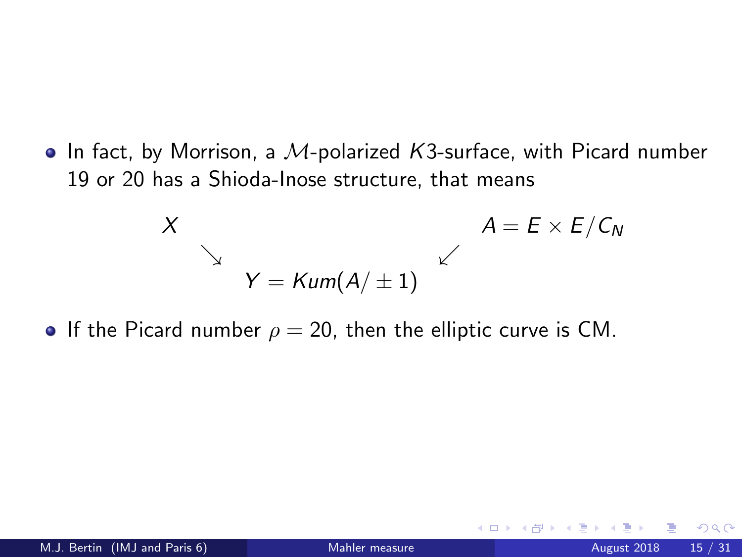- In fact, by Morrison, a $\mathcal{M}$-polarized $K3$-surface, with Picard number 19 or 20 has a Shioda-Inose structure, that means

$$
\begin{array}{ccc}
X & & A = E \times E/C_N \\
& \searrow \qquad \swarrow & \\
& Y = Kum(A/\pm 1) &
\end{array}
$$

- If the Picard number $\rho = 20$, then the elliptic curve is CM.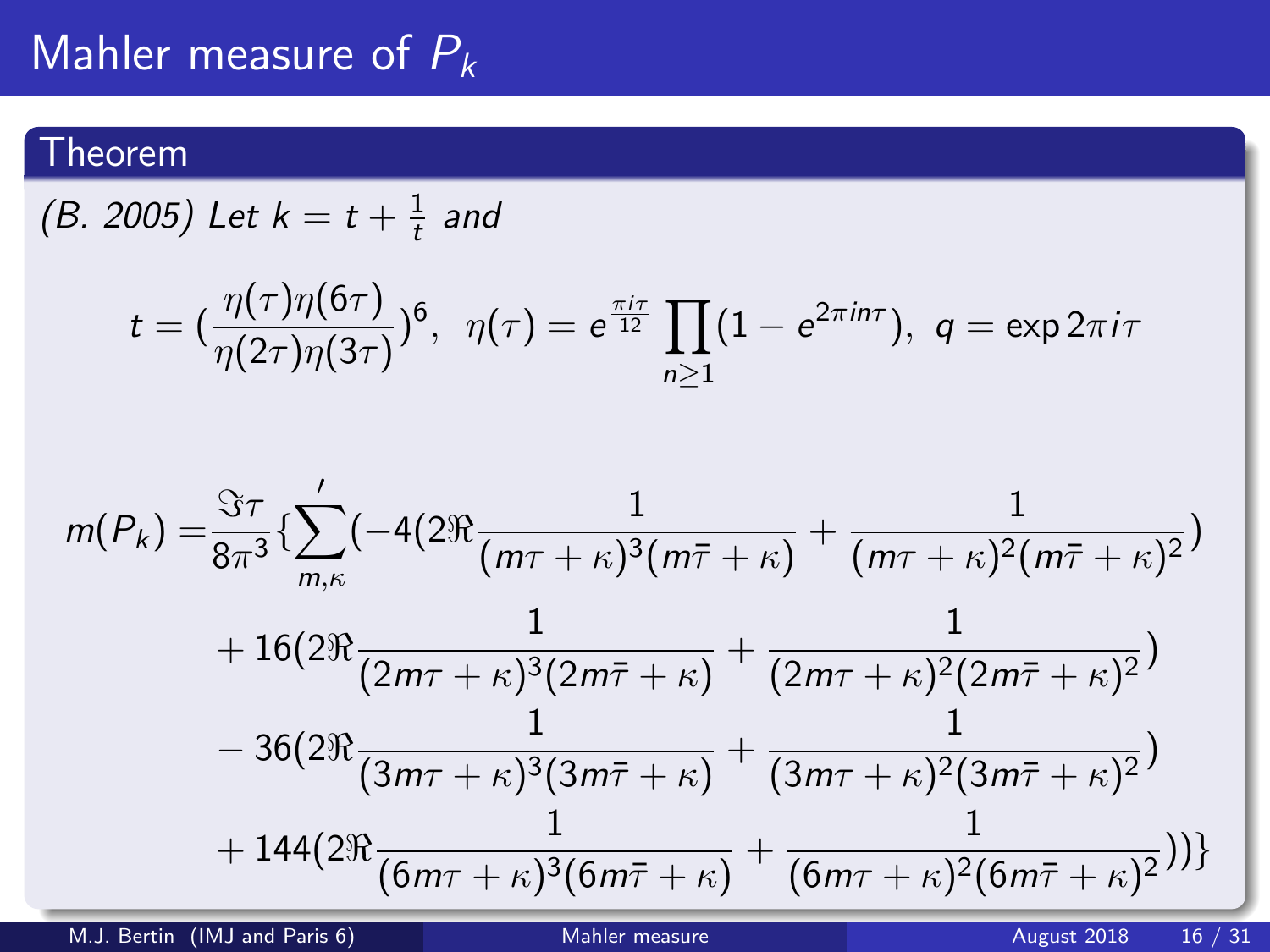# Mahler measure of $P_k$

## Theorem

*(B. 2005) Let* $k = t + \frac{1}{t}$ *and*

$$t = \left(\frac{\eta(\tau)\eta(6\tau)}{\eta(2\tau)\eta(3\tau)}\right)^6, \;\; \eta(\tau) = e^{\frac{\pi i \tau}{12}} \prod_{n \geq 1} (1 - e^{2\pi i n \tau}), \;\; q = \exp 2\pi i \tau$$

$$\begin{aligned}
m(P_k) = & \frac{\Im \tau}{8\pi^3} \Big\{ \sum_{m,\kappa}{}' \Big( -4 \Big( 2\Re \frac{1}{(m\tau + \kappa)^3 (m\bar{\tau} + \kappa)} + \frac{1}{(m\tau + \kappa)^2 (m\bar{\tau} + \kappa)^2} \Big) \\
& + 16 \Big( 2\Re \frac{1}{(2m\tau + \kappa)^3 (2m\bar{\tau} + \kappa)} + \frac{1}{(2m\tau + \kappa)^2 (2m\bar{\tau} + \kappa)^2} \Big) \\
& - 36 \Big( 2\Re \frac{1}{(3m\tau + \kappa)^3 (3m\bar{\tau} + \kappa)} + \frac{1}{(3m\tau + \kappa)^2 (3m\bar{\tau} + \kappa)^2} \Big) \\
& + 144 \Big( 2\Re \frac{1}{(6m\tau + \kappa)^3 (6m\bar{\tau} + \kappa)} + \frac{1}{(6m\tau + \kappa)^2 (6m\bar{\tau} + \kappa)^2} \Big) \Big) \Big\}
\end{aligned}$$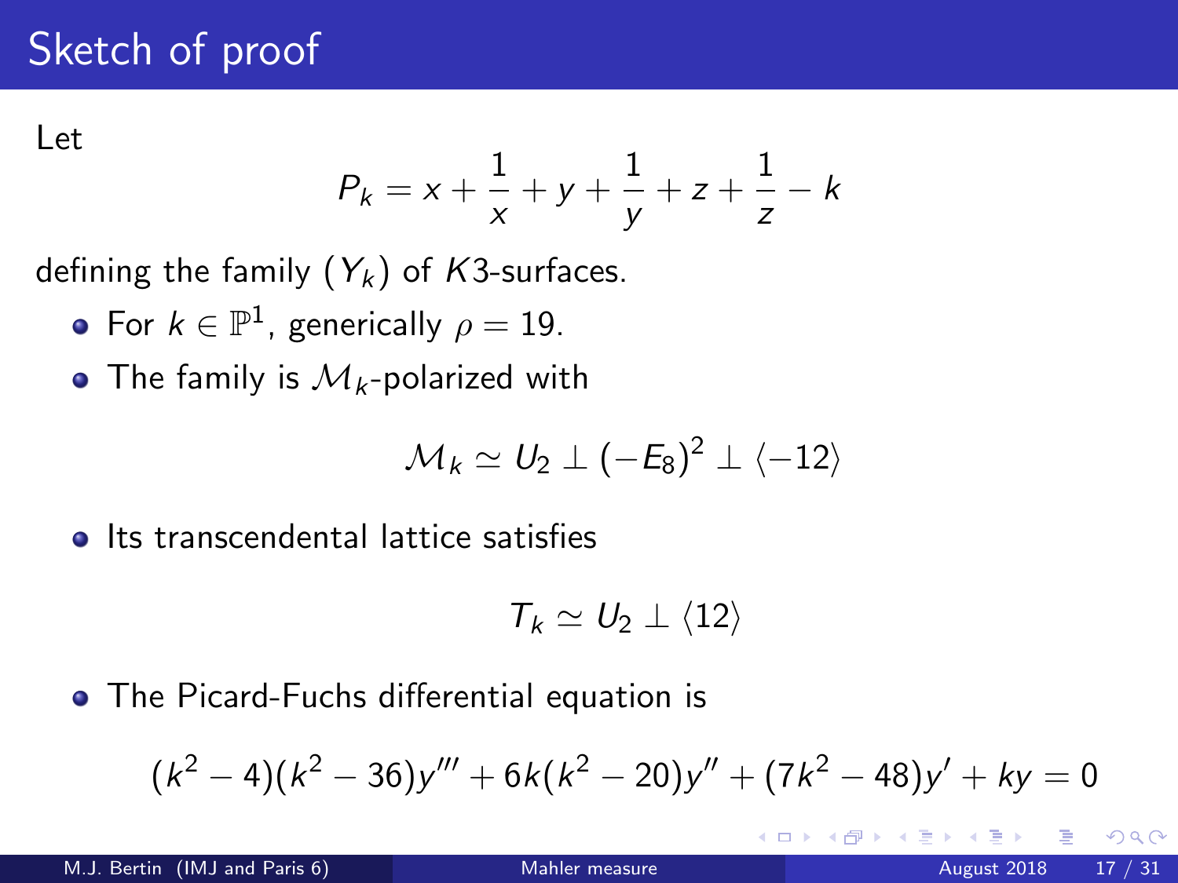# Sketch of proof

Let

$$P_k = x + \frac{1}{x} + y + \frac{1}{y} + z + \frac{1}{z} - k$$

defining the family $(Y_k)$ of $K3$-surfaces.

- For $k \in \mathbb{P}^1$, generically $\rho = 19$.
- The family is $\mathcal{M}_k$-polarized with

$$\mathcal{M}_k \simeq U_2 \perp (-E_8)^2 \perp \langle -12 \rangle$$

- Its transcendental lattice satisfies

$$T_k \simeq U_2 \perp \langle 12 \rangle$$

- The Picard-Fuchs differential equation is

$$(k^2 - 4)(k^2 - 36)y''' + 6k(k^2 - 20)y'' + (7k^2 - 48)y' + ky = 0$$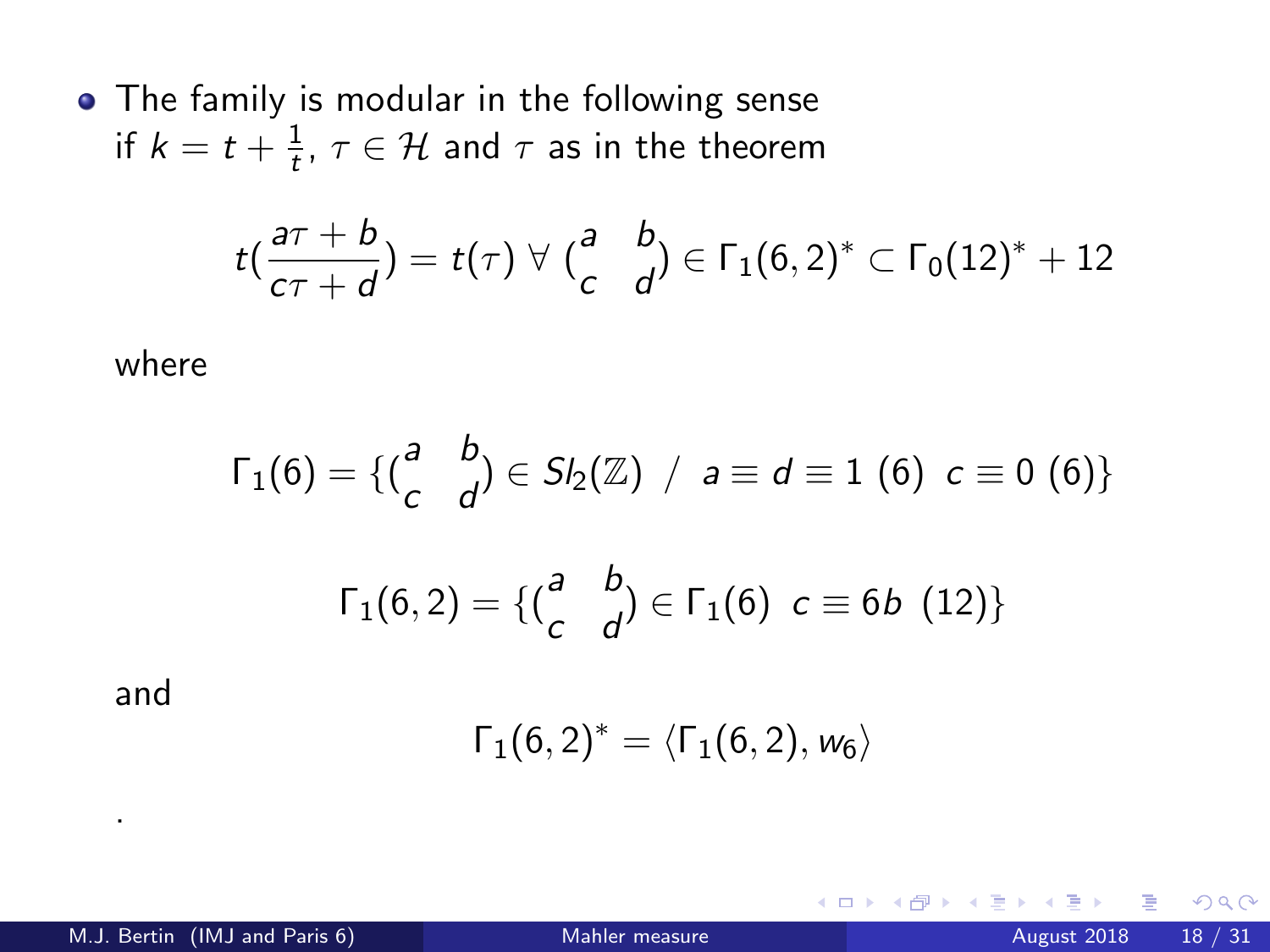- The family is modular in the following sense
  if $k = t + \frac{1}{t}$, $\tau \in \mathcal{H}$ and $\tau$ as in the theorem

$$t(\frac{a\tau + b}{c\tau + d}) = t(\tau) \ \forall \ (\begin{smallmatrix} a & b \\ c & d \end{smallmatrix}) \in \Gamma_1(6,2)^* \subset \Gamma_0(12)^* + 12$$

where

$$\Gamma_1(6) = \{(\begin{smallmatrix} a & b \\ c & d \end{smallmatrix}) \in Sl_2(\mathbb{Z}) \ / \ a \equiv d \equiv 1 \ (6) \ \ c \equiv 0 \ (6)\}$$

$$\Gamma_1(6,2) = \{(\begin{smallmatrix} a & b \\ c & d \end{smallmatrix}) \in \Gamma_1(6) \ \ c \equiv 6b \ \ (12)\}$$

and

$$\Gamma_1(6,2)^* = \langle \Gamma_1(6,2), w_6 \rangle$$

.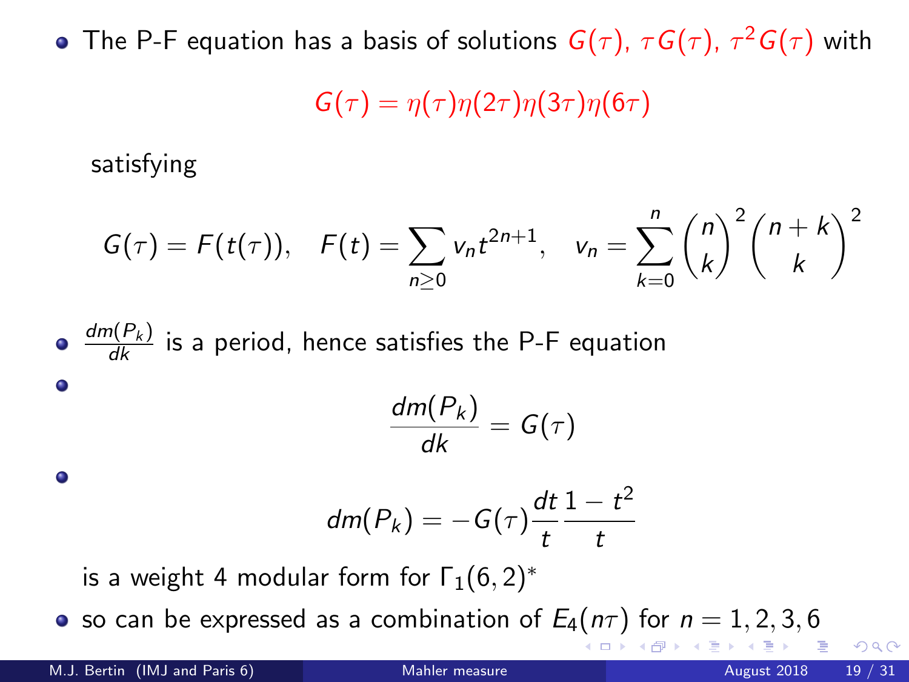- The P-F equation has a basis of solutions $G(\tau)$, $\tau G(\tau)$, $\tau^2 G(\tau)$ with

$$G(\tau) = \eta(\tau)\eta(2\tau)\eta(3\tau)\eta(6\tau)$$

  satisfying

$$G(\tau) = F(t(\tau)), \quad F(t) = \sum_{n \geq 0} v_n t^{2n+1}, \quad v_n = \sum_{k=0}^{n} \binom{n}{k}^2 \binom{n+k}{k}^2$$

- $\frac{dm(P_k)}{dk}$ is a period, hence satisfies the P-F equation
-
$$\frac{dm(P_k)}{dk} = G(\tau)$$

-
$$dm(P_k) = -G(\tau)\frac{dt}{t}\frac{1-t^2}{t}$$

  is a weight 4 modular form for $\Gamma_1(6,2)^*$
- so can be expressed as a combination of $E_4(n\tau)$ for $n = 1, 2, 3, 6$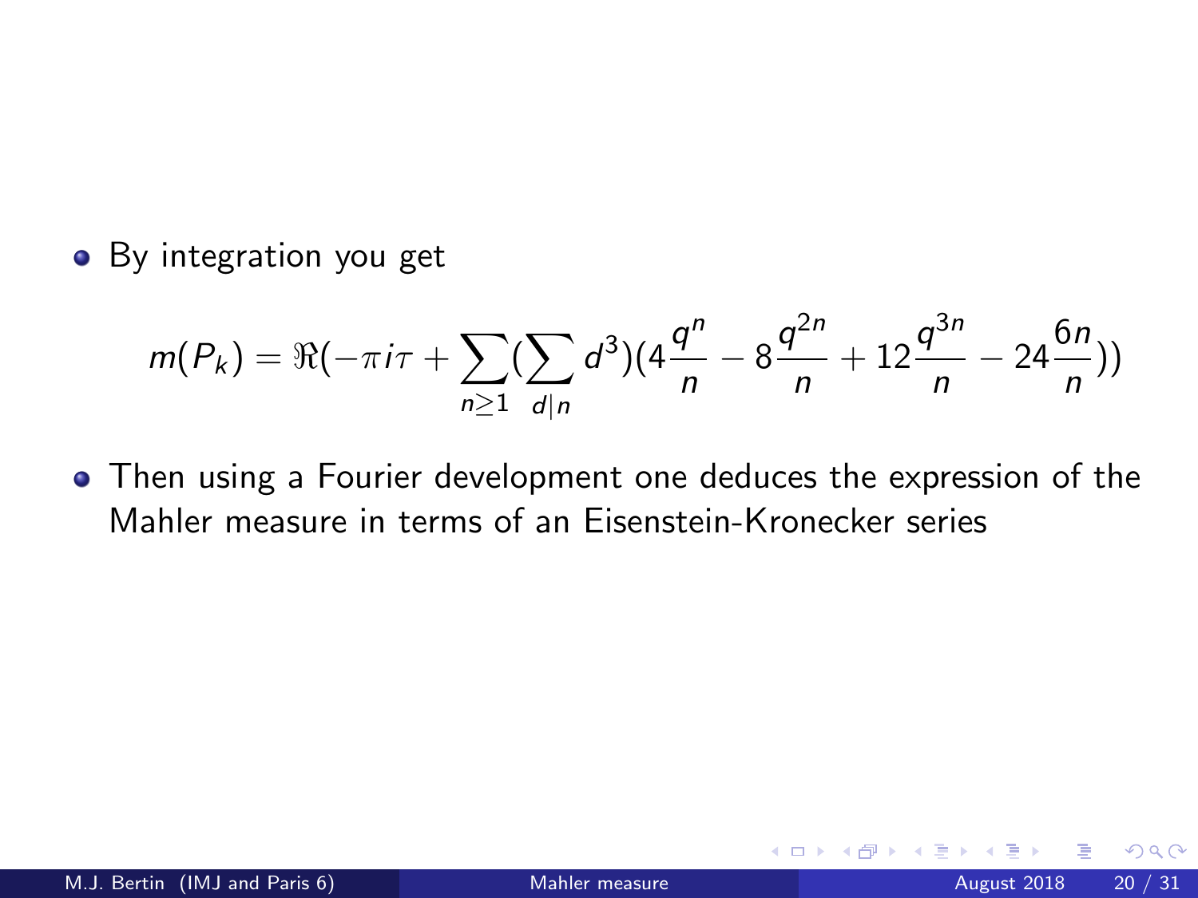- By integration you get

$$m(P_k) = \Re(-\pi i\tau + \sum_{n\geq 1}(\sum_{d|n} d^3)(4\frac{q^n}{n} - 8\frac{q^{2n}}{n} + 12\frac{q^{3n}}{n} - 24\frac{6n}{n}))$$

- Then using a Fourier development one deduces the expression of the Mahler measure in terms of an Eisenstein-Kronecker series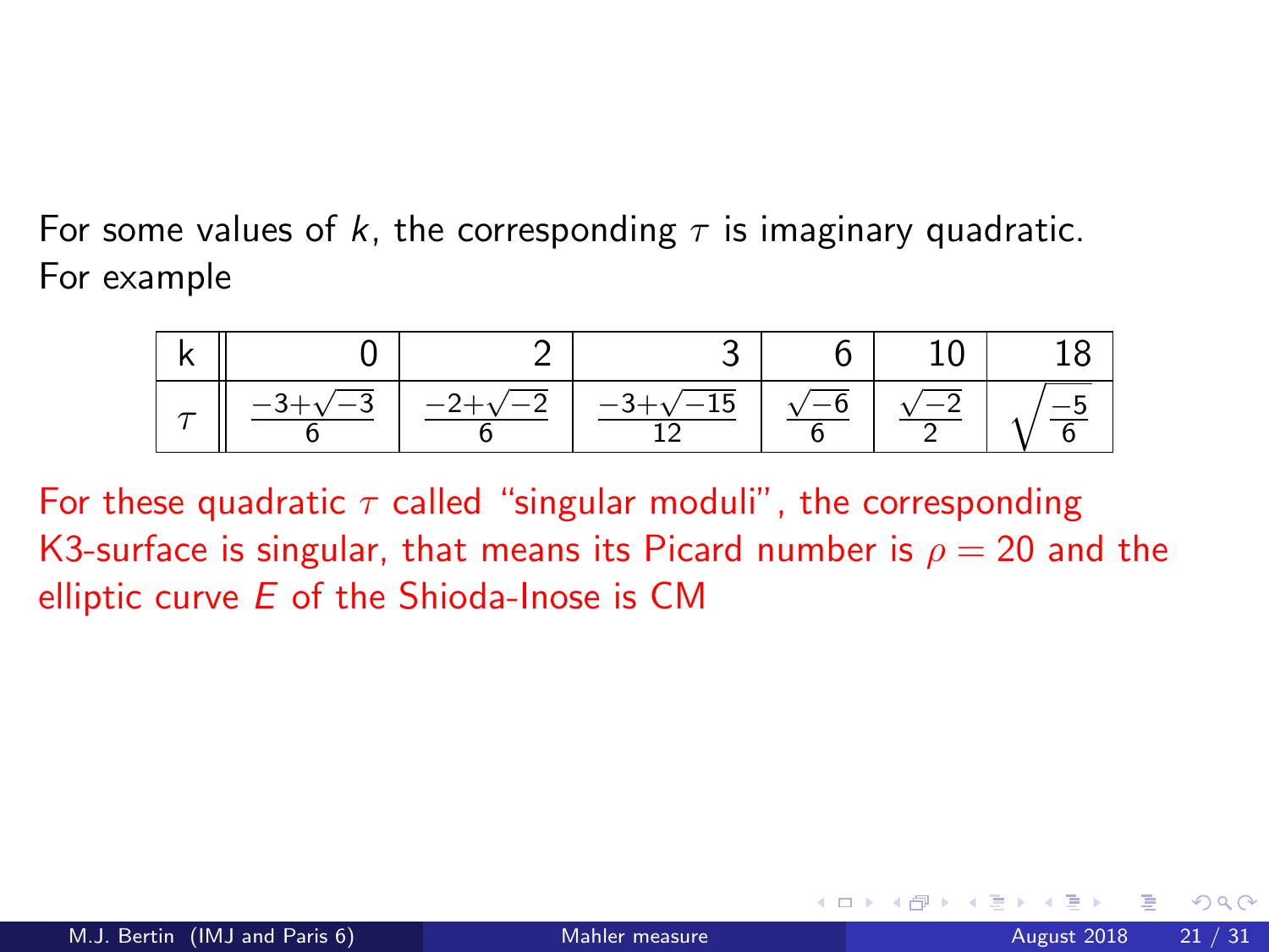For some values of $k$, the corresponding $\tau$ is imaginary quadratic. For example

| k | 0 | 2 | 3 | 6 | 10 | 18 |
|---|---|---|---|---|---|---|
| $\tau$ | $\frac{-3+\sqrt{-3}}{6}$ | $\frac{-2+\sqrt{-2}}{6}$ | $\frac{-3+\sqrt{-15}}{12}$ | $\frac{\sqrt{-6}}{6}$ | $\frac{\sqrt{-2}}{2}$ | $\sqrt{\frac{-5}{6}}$ |

For these quadratic $\tau$ called "singular moduli", the corresponding K3-surface is singular, that means its Picard number is $\rho = 20$ and the elliptic curve $E$ of the Shioda-Inose is CM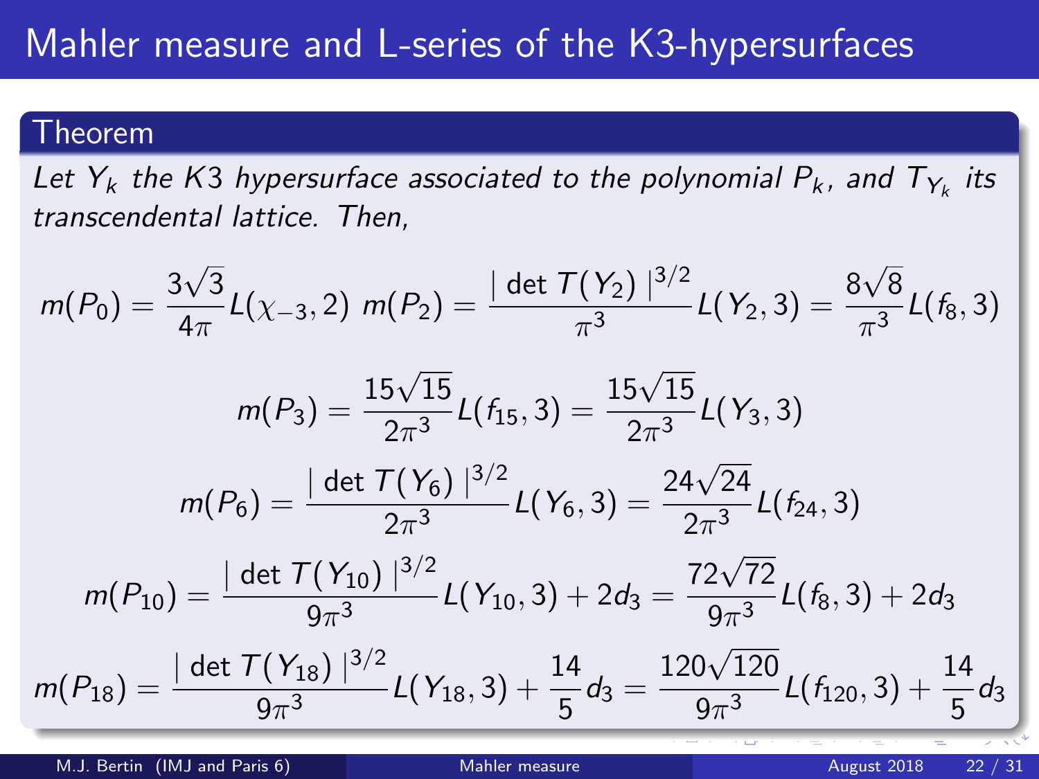# Mahler measure and L-series of the K3-hypersurfaces

### Theorem

*Let $Y_k$ the K3 hypersurface associated to the polynomial $P_k$, and $T_{Y_k}$ its transcendental lattice. Then,*

$$m(P_0) = \frac{3\sqrt{3}}{4\pi} L(\chi_{-3}, 2) \quad m(P_2) = \frac{|\det T(Y_2)|^{3/2}}{\pi^3} L(Y_2, 3) = \frac{8\sqrt{8}}{\pi^3} L(f_8, 3)$$

$$m(P_3) = \frac{15\sqrt{15}}{2\pi^3} L(f_{15}, 3) = \frac{15\sqrt{15}}{2\pi^3} L(Y_3, 3)$$

$$m(P_6) = \frac{|\det T(Y_6)|^{3/2}}{2\pi^3} L(Y_6, 3) = \frac{24\sqrt{24}}{2\pi^3} L(f_{24}, 3)$$

$$m(P_{10}) = \frac{|\det T(Y_{10})|^{3/2}}{9\pi^3} L(Y_{10}, 3) + 2d_3 = \frac{72\sqrt{72}}{9\pi^3} L(f_8, 3) + 2d_3$$

$$m(P_{18}) = \frac{|\det T(Y_{18})|^{3/2}}{9\pi^3} L(Y_{18}, 3) + \frac{14}{5} d_3 = \frac{120\sqrt{120}}{9\pi^3} L(f_{120}, 3) + \frac{14}{5} d_3$$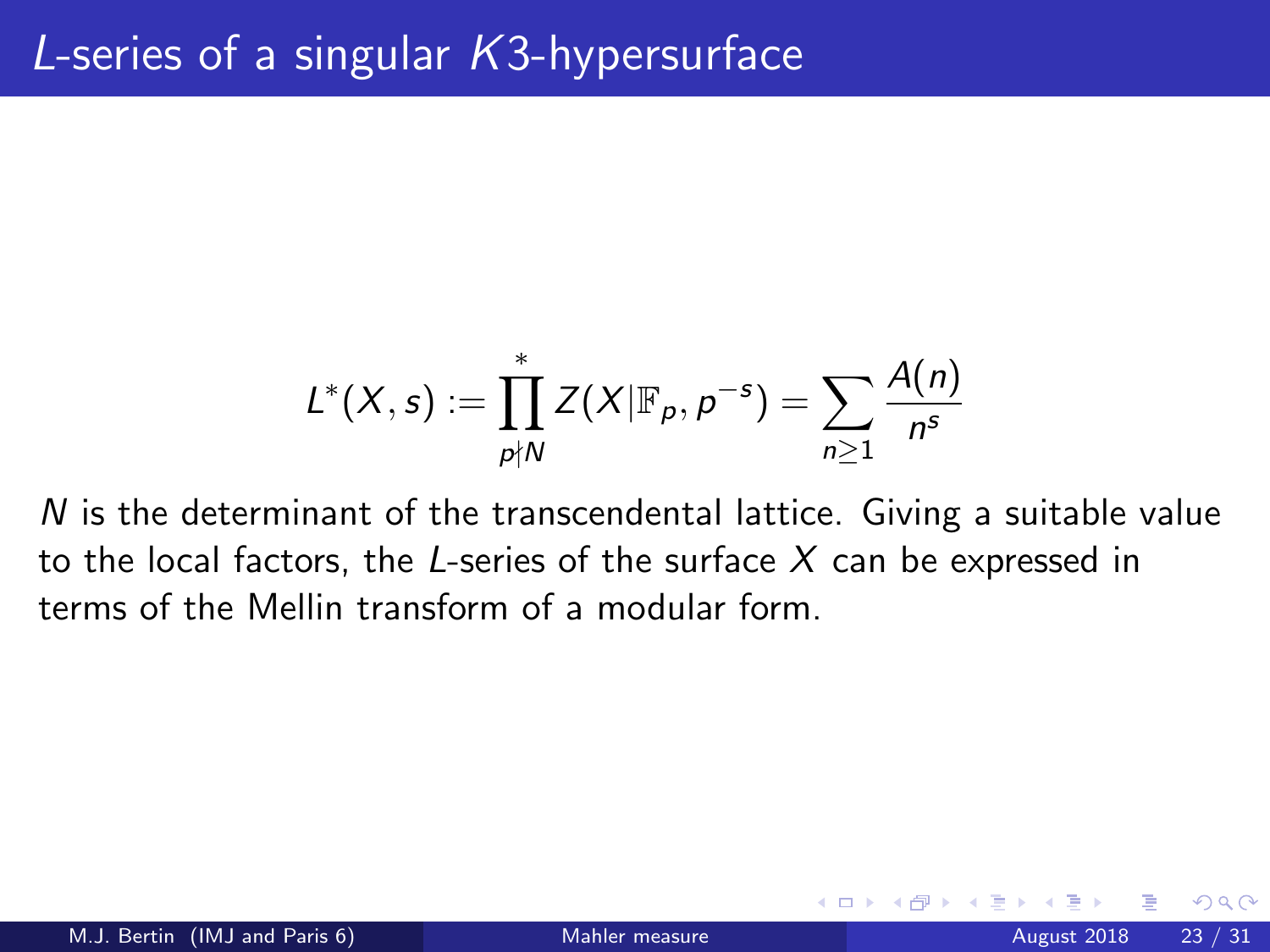## $L$-series of a singular $K3$-hypersurface

$$L^*(X,s) := \prod_{p \nmid N}^{*} Z(X|\mathbb{F}_p, p^{-s}) = \sum_{n \geq 1} \frac{A(n)}{n^s}$$

$N$ is the determinant of the transcendental lattice. Giving a suitable value to the local factors, the $L$-series of the surface $X$ can be expressed in terms of the Mellin transform of a modular form.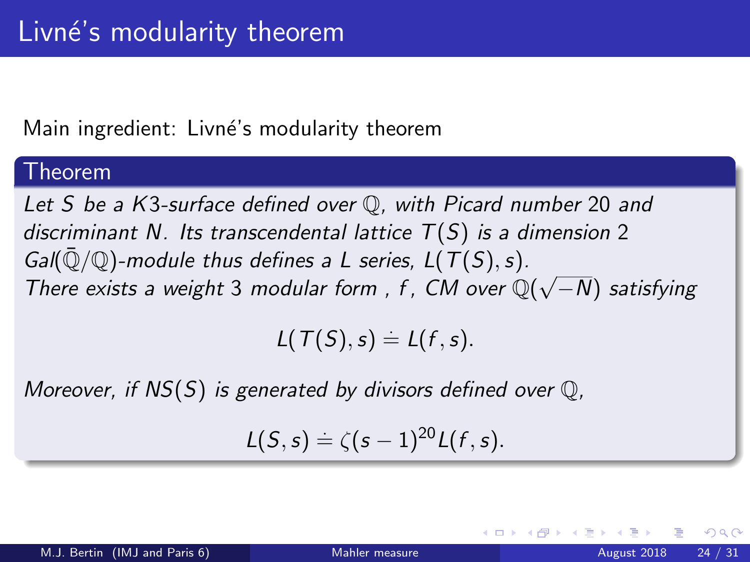# Livné's modularity theorem

Main ingredient: Livné's modularity theorem

**Theorem**

*Let $S$ be a $K3$-surface defined over $\mathbb{Q}$, with Picard number 20 and discriminant $N$. Its transcendental lattice $T(S)$ is a dimension 2 $Gal(\bar{\mathbb{Q}}/\mathbb{Q})$-module thus defines a $L$ series, $L(T(S), s)$.*
*There exists a weight 3 modular form , $f$, CM over $\mathbb{Q}(\sqrt{-N})$ satisfying*

$$L(T(S), s) \doteq L(f, s).$$

*Moreover, if $NS(S)$ is generated by divisors defined over $\mathbb{Q}$,*

$$L(S, s) \doteq \zeta(s-1)^{20} L(f, s).$$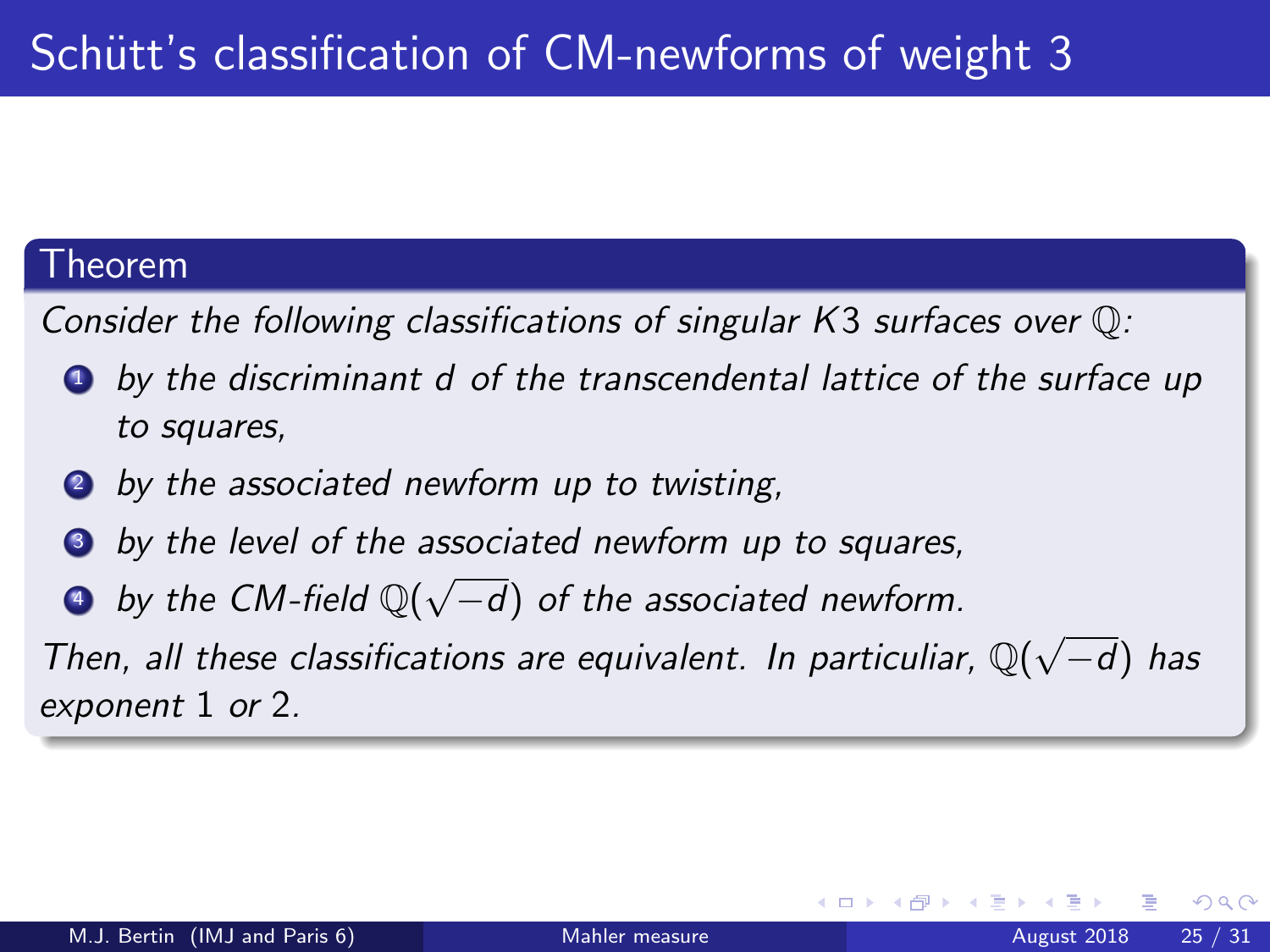# Schütt's classification of CM-newforms of weight 3

**Theorem**

*Consider the following classifications of singular K3 surfaces over $\mathbb{Q}$:*

1. *by the discriminant $d$ of the transcendental lattice of the surface up to squares,*
2. *by the associated newform up to twisting,*
3. *by the level of the associated newform up to squares,*
4. *by the CM-field $\mathbb{Q}(\sqrt{-d})$ of the associated newform.*

*Then, all these classifications are equivalent. In particuliar, $\mathbb{Q}(\sqrt{-d})$ has exponent 1 or 2.*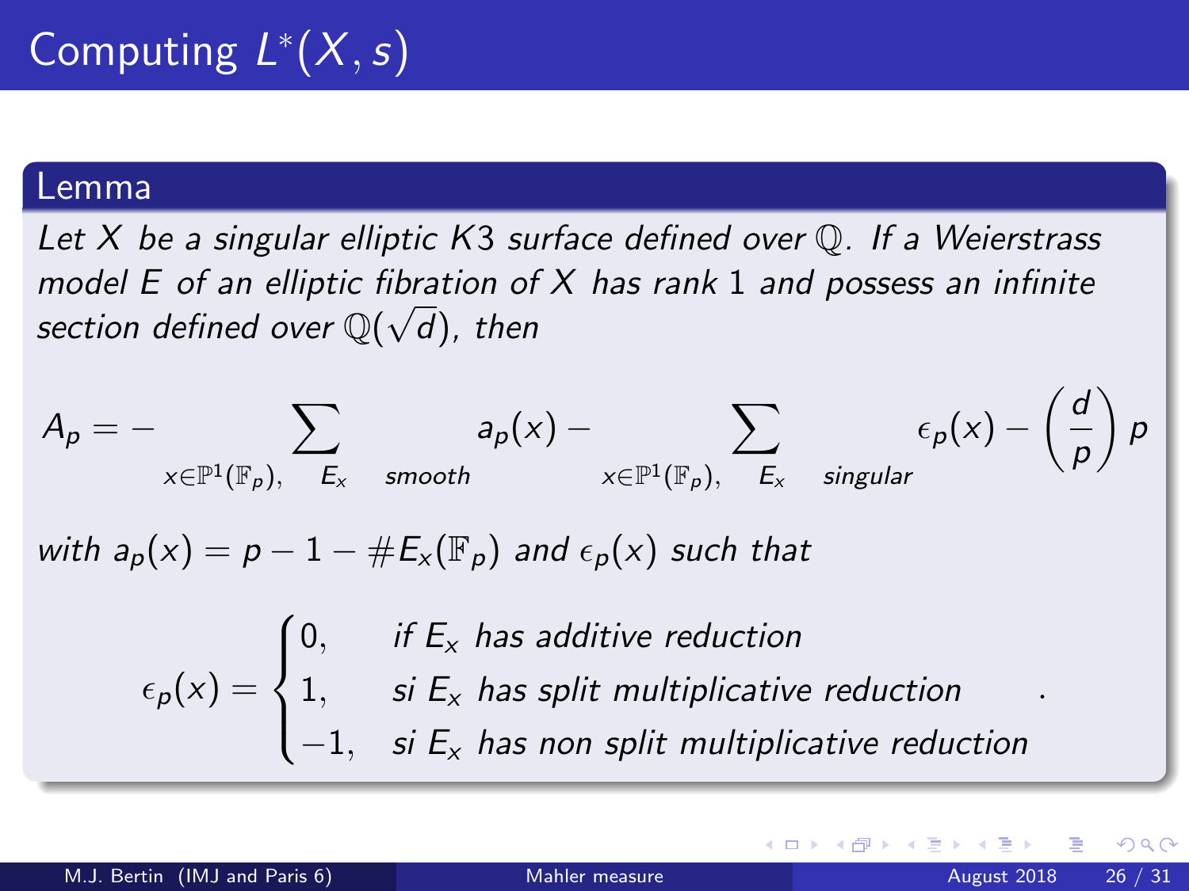# Computing $L^*(X, s)$

**Lemma**

*Let $X$ be a singular elliptic $K3$ surface defined over $\mathbb{Q}$. If a Weierstrass model $E$ of an elliptic fibration of $X$ has rank $1$ and possess an infinite section defined over $\mathbb{Q}(\sqrt{d})$, then*

$$A_p = -\sum_{x \in \mathbb{P}^1(\mathbb{F}_p), \quad E_x \quad smooth} a_p(x) - \sum_{x \in \mathbb{P}^1(\mathbb{F}_p), \quad E_x \quad singular} \epsilon_p(x) - \left(\frac{d}{p}\right) p$$

*with $a_p(x) = p - 1 - \#E_x(\mathbb{F}_p)$ and $\epsilon_p(x)$ such that*

$$\epsilon_p(x) = \begin{cases} 0, & \text{if } E_x \text{ has additive reduction} \\ 1, & \text{si } E_x \text{ has split multiplicative reduction} \\ -1, & \text{si } E_x \text{ has non split multiplicative reduction} \end{cases}.$$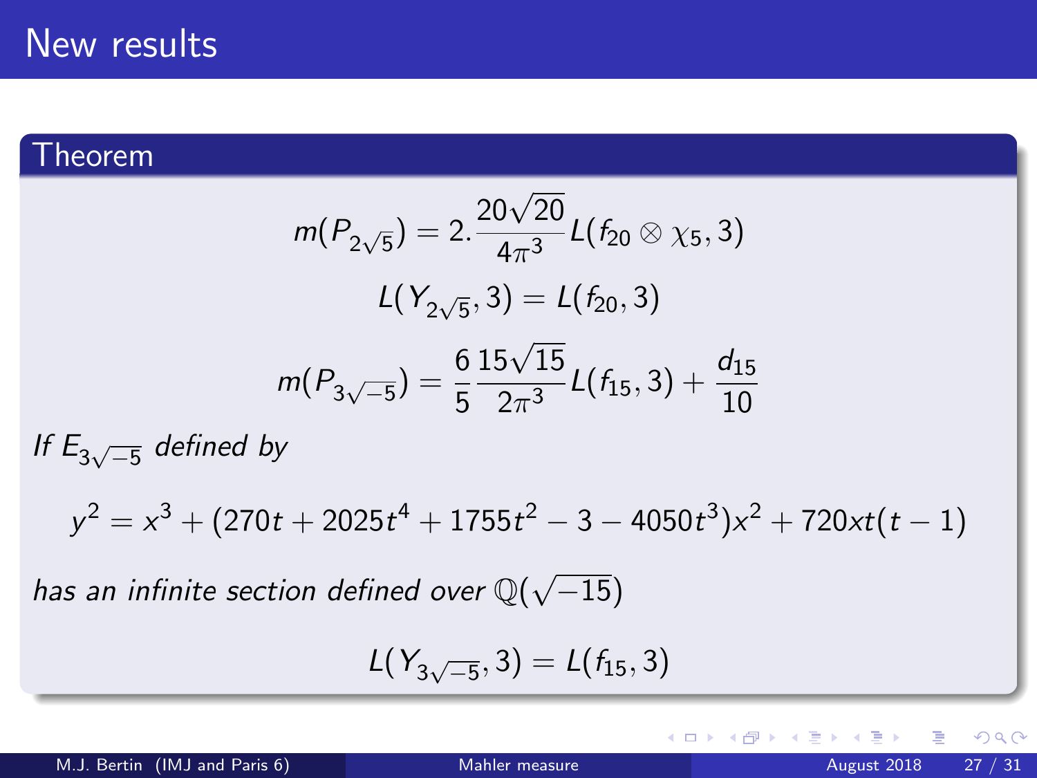# New results

## Theorem

$$m(P_{2\sqrt{5}}) = 2.\frac{20\sqrt{20}}{4\pi^3} L(f_{20} \otimes \chi_5, 3)$$

$$L(Y_{2\sqrt{5}}, 3) = L(f_{20}, 3)$$

$$m(P_{3\sqrt{-5}}) = \frac{6}{5}\frac{15\sqrt{15}}{2\pi^3} L(f_{15}, 3) + \frac{d_{15}}{10}$$

*If* $E_{3\sqrt{-5}}$ *defined by*

$$y^2 = x^3 + (270t + 2025t^4 + 1755t^2 - 3 - 4050t^3)x^2 + 720xt(t-1)$$

*has an infinite section defined over* $\mathbb{Q}(\sqrt{-15})$

$$L(Y_{3\sqrt{-5}}, 3) = L(f_{15}, 3)$$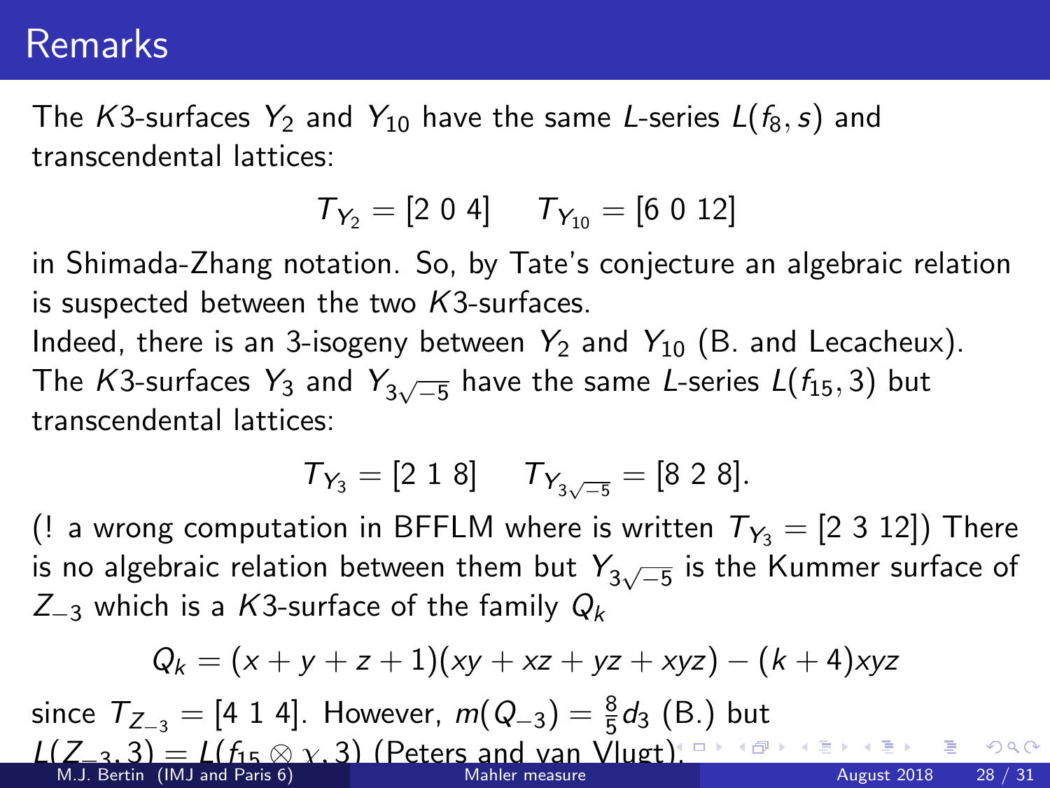# Remarks

The $K3$-surfaces $Y_2$ and $Y_{10}$ have the same $L$-series $L(f_8, s)$ and transcendental lattices:

$$T_{Y_2} = [2\ 0\ 4] \qquad T_{Y_{10}} = [6\ 0\ 12]$$

in Shimada-Zhang notation. So, by Tate's conjecture an algebraic relation is suspected between the two $K3$-surfaces.

Indeed, there is an 3-isogeny between $Y_2$ and $Y_{10}$ (B. and Lecacheux).

The $K3$-surfaces $Y_3$ and $Y_{3\sqrt{-5}}$ have the same $L$-series $L(f_{15}, 3)$ but transcendental lattices:

$$T_{Y_3} = [2\ 1\ 8] \qquad T_{Y_{3\sqrt{-5}}} = [8\ 2\ 8].$$

(! a wrong computation in BFFLM where is written $T_{Y_3} = [2\ 3\ 12]$) There is no algebraic relation between them but $Y_{3\sqrt{-5}}$ is the Kummer surface of $Z_{-3}$ which is a $K3$-surface of the family $Q_k$

$$Q_k = (x + y + z + 1)(xy + xz + yz + xyz) - (k + 4)xyz$$

since $T_{Z_{-3}} = [4\ 1\ 4]$. However, $m(Q_{-3}) = \frac{8}{5} d_3$ (B.) but $L(Z_{-3}, 3) = L(f_{15} \otimes \chi, 3)$ (Peters and van Vlugt).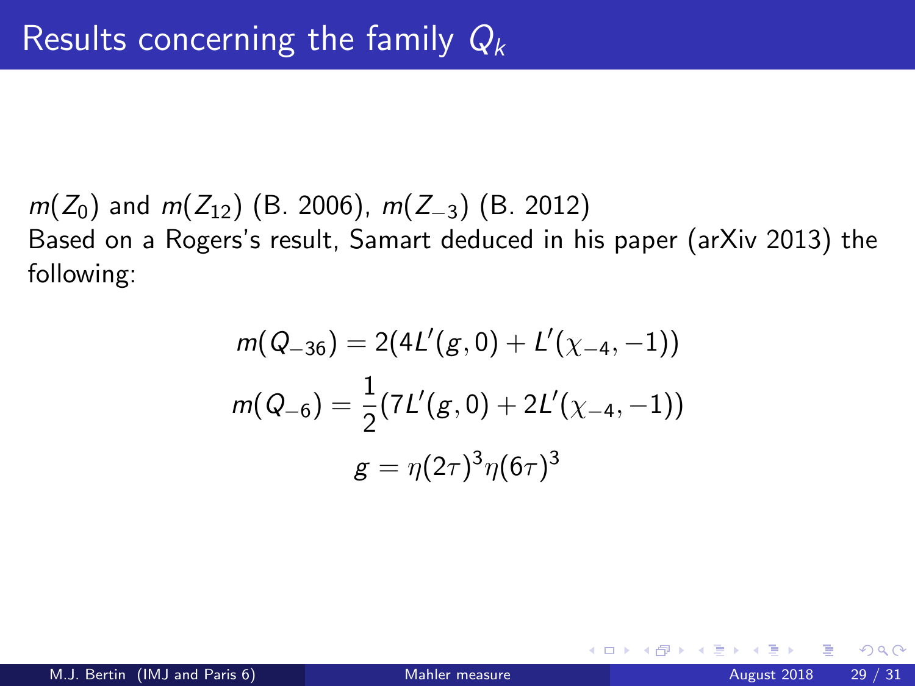# Results concerning the family $Q_k$

$m(Z_0)$ and $m(Z_{12})$ (B. 2006), $m(Z_{-3})$ (B. 2012)
Based on a Rogers's result, Samart deduced in his paper (arXiv 2013) the following:

$$m(Q_{-36}) = 2(4L'(g,0) + L'(\chi_{-4},-1))$$

$$m(Q_{-6}) = \frac{1}{2}(7L'(g,0) + 2L'(\chi_{-4},-1))$$

$$g = \eta(2\tau)^3\eta(6\tau)^3$$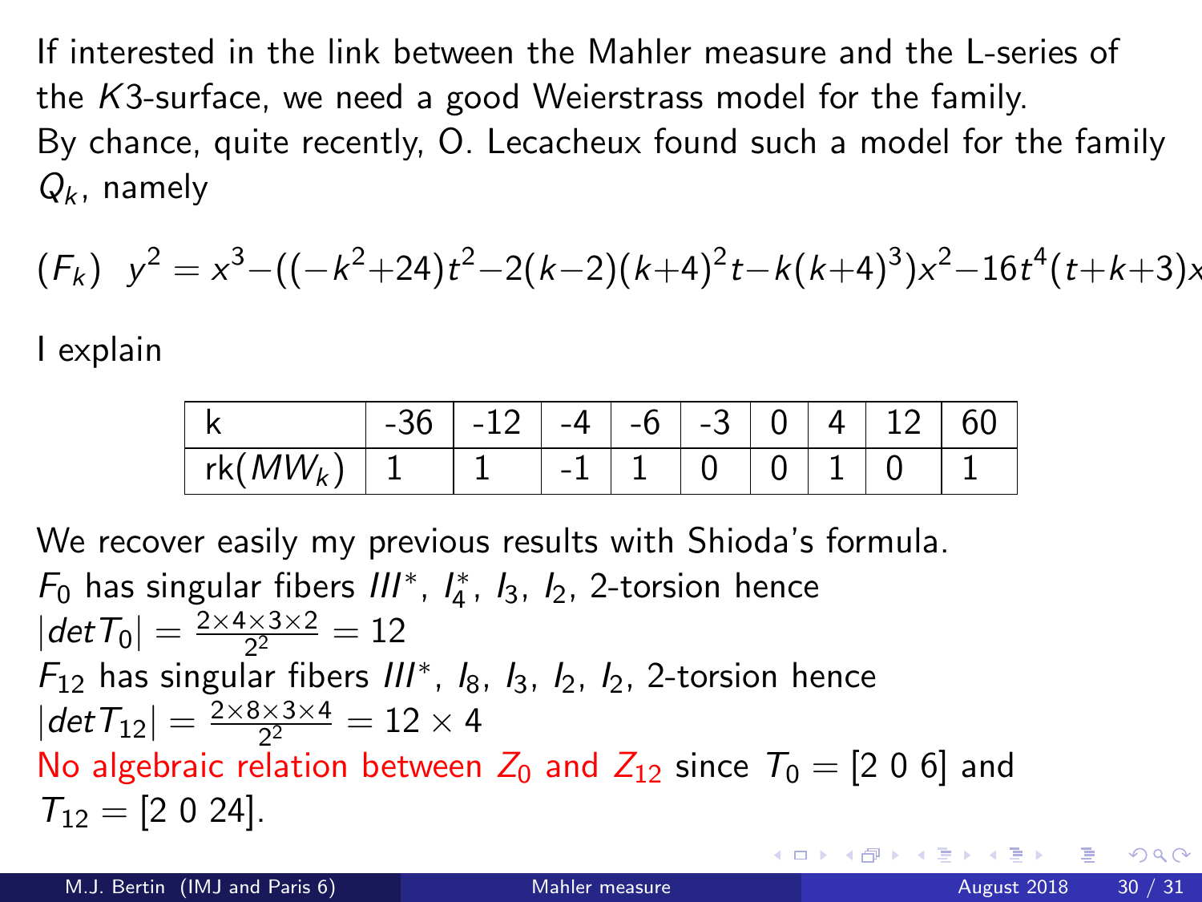If interested in the link between the Mahler measure and the L-series of the $K3$-surface, we need a good Weierstrass model for the family.
By chance, quite recently, O. Lecacheux found such a model for the family $Q_k$, namely

$$(F_k) \;\; y^2 = x^3 - ((-k^2+24)t^2 - 2(k-2)(k+4)^2 t - k(k+4)^3)x^2 - 16t^4(t+k+3)x$$

I explain

| k | -36 | -12 | -4 | -6 | -3 | 0 | 4 | 12 | 60 |
|---|---|---|---|---|---|---|---|---|---|
| rk($MW_k$) | 1 | 1 | -1 | 1 | 0 | 0 | 1 | 0 | 1 |

We recover easily my previous results with Shioda's formula.
$F_0$ has singular fibers $III^*$, $I_4^*$, $I_3$, $I_2$, 2-torsion hence
$|det T_0| = \frac{2\times 4\times 3\times 2}{2^2} = 12$
$F_{12}$ has singular fibers $III^*$, $I_8$, $I_3$, $I_2$, $I_2$, 2-torsion hence
$|det T_{12}| = \frac{2\times 8\times 3\times 4}{2^2} = 12\times 4$
No algebraic relation between $Z_0$ and $Z_{12}$ since $T_0 = [2\ 0\ 6]$ and $T_{12} = [2\ 0\ 24]$.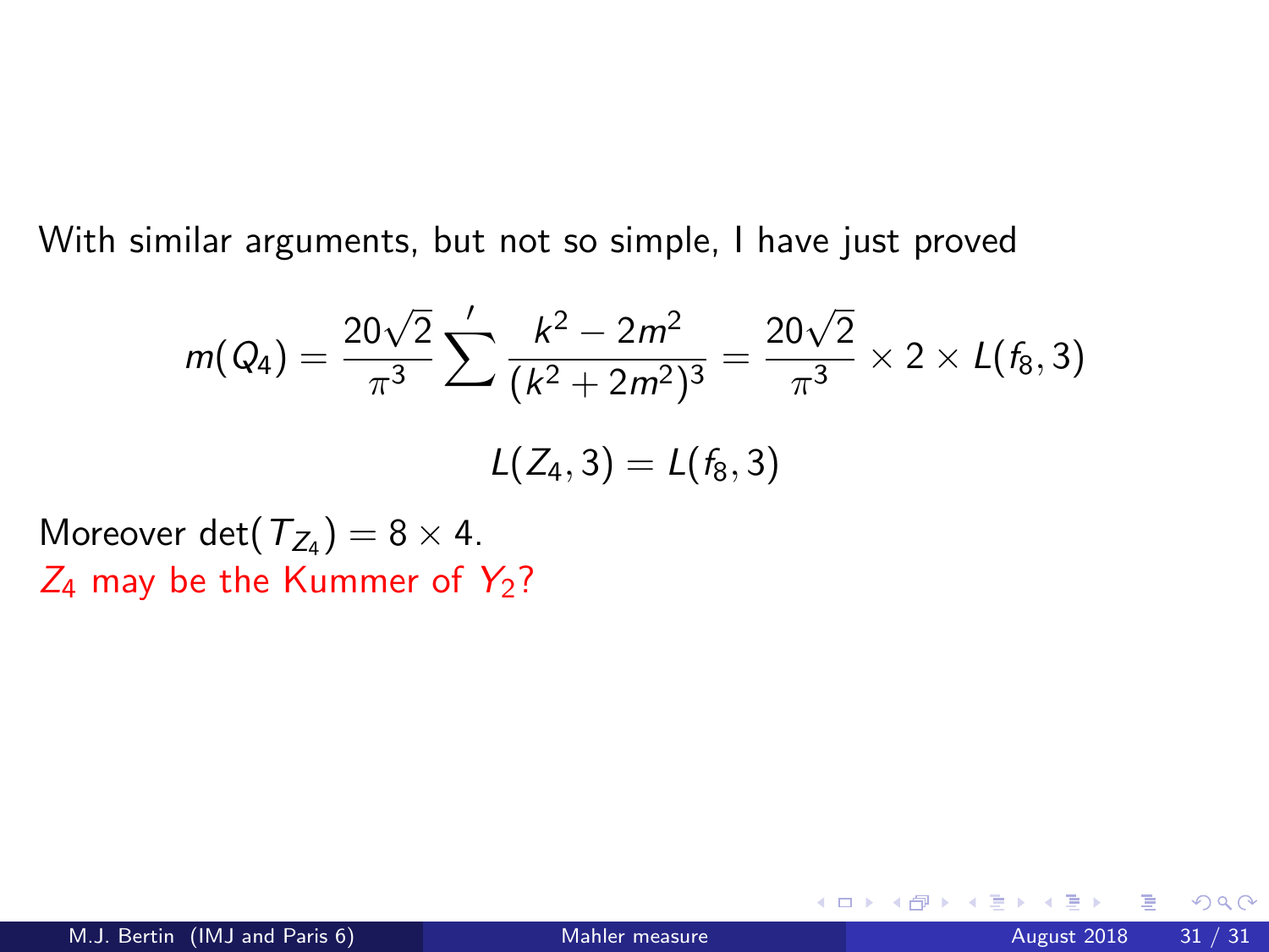With similar arguments, but not so simple, I have just proved

$$m(Q_4) = \frac{20\sqrt{2}}{\pi^3} \sum{}' \frac{k^2 - 2m^2}{(k^2 + 2m^2)^3} = \frac{20\sqrt{2}}{\pi^3} \times 2 \times L(f_8, 3)$$

$$L(Z_4, 3) = L(f_8, 3)$$

Moreover $\det(T_{Z_4}) = 8 \times 4$.

$Z_4$ may be the Kummer of $Y_2$?